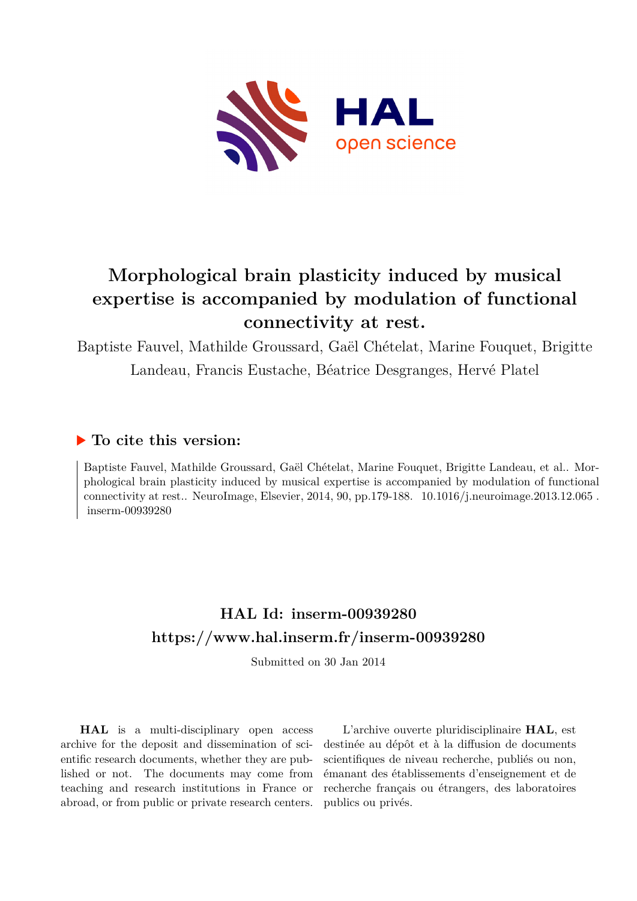# Morphological brain plasticity induced by musical expertise is accompanied by modulation of functional connectivity at rest.

Baptiste Fauvel, Mathilde Groussard, Gaël Chételat, Marine Fouquet, Brigitte Landeau, Francis Eustache, Béatrice Desgranges, Hervé Platel

## ▶ To cite this version:

Baptiste Fauvel, Mathilde Groussard, Gaël Chételat, Marine Fouquet, Brigitte Landeau, et al.. Morphological brain plasticity induced by musical expertise is accompanied by modulation of functional connectivity at rest.. NeuroImage, Elsevier, 2014, 90, pp.179-188. 10.1016/j.neuroimage.2013.12.065 . inserm-00939280

## HAL Id: inserm-00939280

## https://www.hal.inserm.fr/inserm-00939280

Submitted on 30 Jan 2014

**HAL** is a multi-disciplinary open access archive for the deposit and dissemination of scientific research documents, whether they are published or not. The documents may come from teaching and research institutions in France or abroad, or from public or private research centers.

L'archive ouverte pluridisciplinaire **HAL**, est destinée au dépôt et à la diffusion de documents scientifiques de niveau recherche, publiés ou non, émanant des établissements d'enseignement et de recherche français ou étrangers, des laboratoires publics ou privés.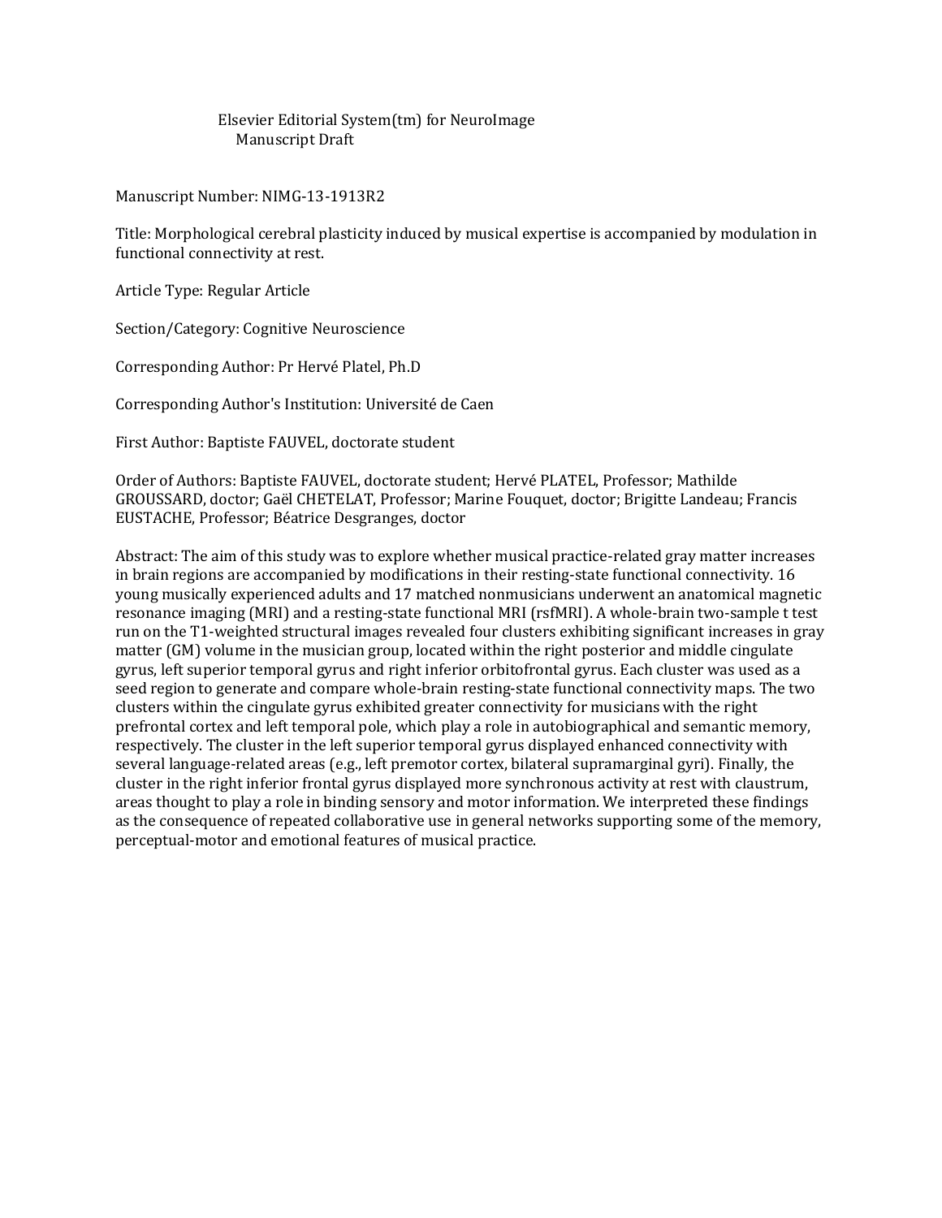Elsevier Editorial System(tm) for NeuroImage
Manuscript Draft

Manuscript Number: NIMG-13-1913R2

Title: Morphological cerebral plasticity induced by musical expertise is accompanied by modulation in functional connectivity at rest.

Article Type: Regular Article

Section/Category: Cognitive Neuroscience

Corresponding Author: Pr Hervé Platel, Ph.D

Corresponding Author's Institution: Université de Caen

First Author: Baptiste FAUVEL, doctorate student

Order of Authors: Baptiste FAUVEL, doctorate student; Hervé PLATEL, Professor; Mathilde GROUSSARD, doctor; Gaël CHETELAT, Professor; Marine Fouquet, doctor; Brigitte Landeau; Francis EUSTACHE, Professor; Béatrice Desgranges, doctor

Abstract: The aim of this study was to explore whether musical practice-related gray matter increases in brain regions are accompanied by modifications in their resting-state functional connectivity. 16 young musically experienced adults and 17 matched nonmusicians underwent an anatomical magnetic resonance imaging (MRI) and a resting-state functional MRI (rsfMRI). A whole-brain two-sample t test run on the T1-weighted structural images revealed four clusters exhibiting significant increases in gray matter (GM) volume in the musician group, located within the right posterior and middle cingulate gyrus, left superior temporal gyrus and right inferior orbitofrontal gyrus. Each cluster was used as a seed region to generate and compare whole-brain resting-state functional connectivity maps. The two clusters within the cingulate gyrus exhibited greater connectivity for musicians with the right prefrontal cortex and left temporal pole, which play a role in autobiographical and semantic memory, respectively. The cluster in the left superior temporal gyrus displayed enhanced connectivity with several language-related areas (e.g., left premotor cortex, bilateral supramarginal gyri). Finally, the cluster in the right inferior frontal gyrus displayed more synchronous activity at rest with claustrum, areas thought to play a role in binding sensory and motor information. We interpreted these findings as the consequence of repeated collaborative use in general networks supporting some of the memory, perceptual-motor and emotional features of musical practice.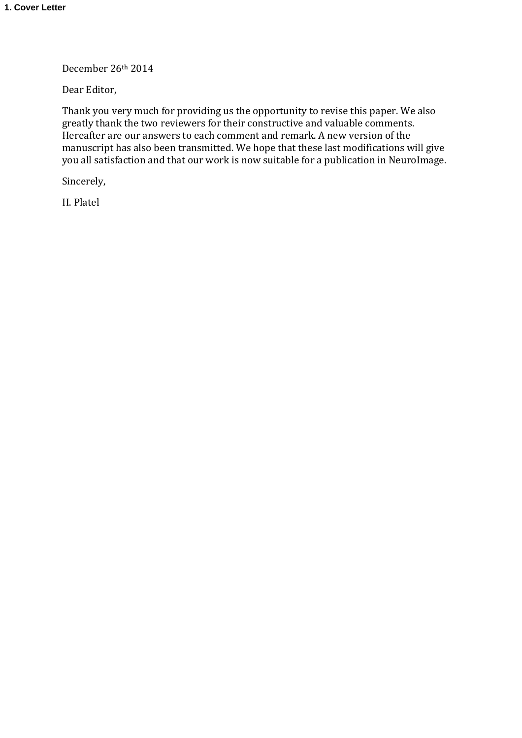# 1. Cover Letter

December 26th 2014

Dear Editor,

Thank you very much for providing us the opportunity to revise this paper. We also greatly thank the two reviewers for their constructive and valuable comments. Hereafter are our answers to each comment and remark. A new version of the manuscript has also been transmitted. We hope that these last modifications will give you all satisfaction and that our work is now suitable for a publication in NeuroImage.

Sincerely,

H. Platel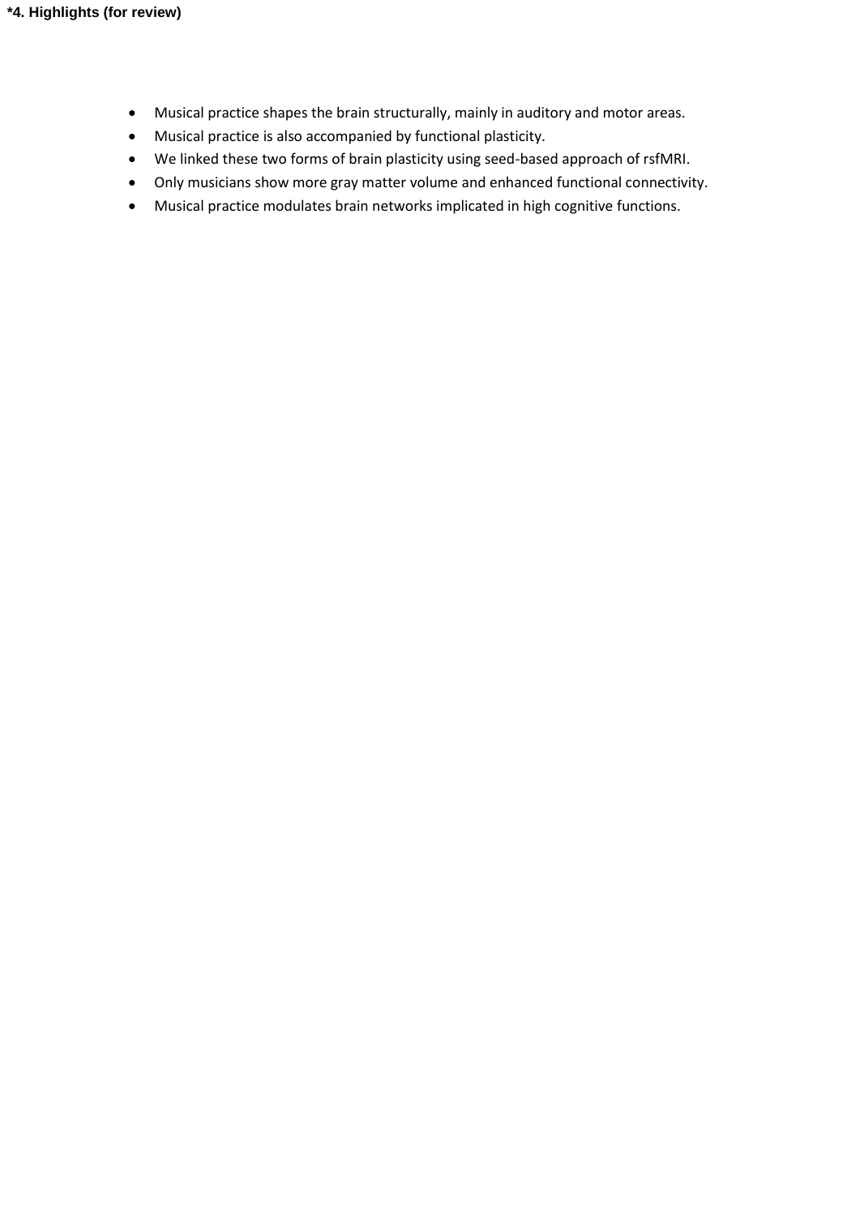**\*4. Highlights (for review)**

- Musical practice shapes the brain structurally, mainly in auditory and motor areas.
- Musical practice is also accompanied by functional plasticity.
- We linked these two forms of brain plasticity using seed-based approach of rsfMRI.
- Only musicians show more gray matter volume and enhanced functional connectivity.
- Musical practice modulates brain networks implicated in high cognitive functions.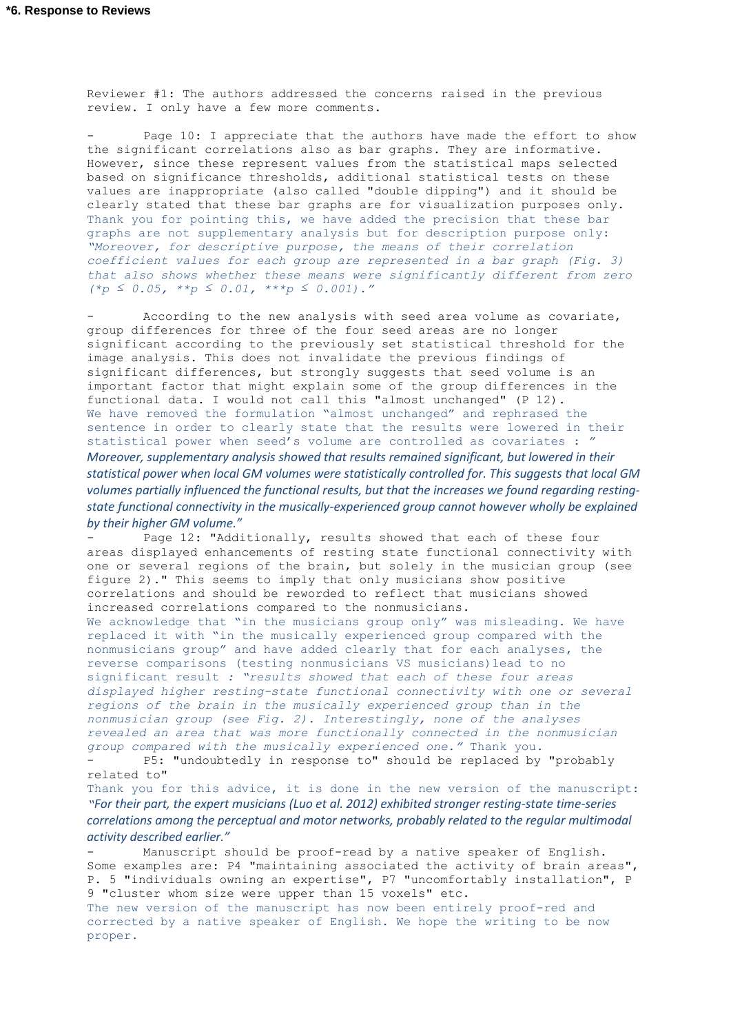**\*6. Response to Reviews**

Reviewer #1: The authors addressed the concerns raised in the previous review. I only have a few more comments.

- Page 10: I appreciate that the authors have made the effort to show the significant correlations also as bar graphs. They are informative. However, since these represent values from the statistical maps selected based on significance thresholds, additional statistical tests on these values are inappropriate (also called "double dipping") and it should be clearly stated that these bar graphs are for visualization purposes only.

Thank you for pointing this, we have added the precision that these bar graphs are not supplementary analysis but for description purpose only: *"Moreover, for descriptive purpose, the means of their correlation coefficient values for each group are represented in a bar graph (Fig. 3) that also shows whether these means were significantly different from zero (\*p ≤ 0.05, \*\*p ≤ 0.01, \*\*\*p ≤ 0.001)."*

- According to the new analysis with seed area volume as covariate, group differences for three of the four seed areas are no longer significant according to the previously set statistical threshold for the image analysis. This does not invalidate the previous findings of significant differences, but strongly suggests that seed volume is an important factor that might explain some of the group differences in the functional data. I would not call this "almost unchanged" (P 12).

We have removed the formulation "almost unchanged" and rephrased the sentence in order to clearly state that the results were lowered in their statistical power when seed's volume are controlled as covariates : *"Moreover, supplementary analysis showed that results remained significant, but lowered in their statistical power when local GM volumes were statistically controlled for. This suggests that local GM volumes partially influenced the functional results, but that the increases we found regarding resting-state functional connectivity in the musically-experienced group cannot however wholly be explained by their higher GM volume."*

- Page 12: "Additionally, results showed that each of these four areas displayed enhancements of resting state functional connectivity with one or several regions of the brain, but solely in the musician group (see figure 2)." This seems to imply that only musicians show positive correlations and should be reworded to reflect that musicians showed increased correlations compared to the nonmusicians.

We acknowledge that "in the musicians group only" was misleading. We have replaced it with "in the musically experienced group compared with the nonmusicians group" and have added clearly that for each analyses, the reverse comparisons (testing nonmusicians VS musicians) lead to no significant result : *"results showed that each of these four areas displayed higher resting-state functional connectivity with one or several regions of the brain in the musically experienced group than in the nonmusician group (see Fig. 2). Interestingly, none of the analyses revealed an area that was more functionally connected in the nonmusician group compared with the musically experienced one."* Thank you.

- P5: "undoubtedly in response to" should be replaced by "probably related to"

Thank you for this advice, it is done in the new version of the manuscript: *"For their part, the expert musicians (Luo et al. 2012) exhibited stronger resting-state time-series correlations among the perceptual and motor networks, probably related to the regular multimodal activity described earlier."*

- Manuscript should be proof-read by a native speaker of English. Some examples are: P4 "maintaining associated the activity of brain areas", P. 5 "individuals owning an expertise", P7 "uncomfortably installation", P 9 "cluster whom size were upper than 15 voxels" etc.

The new version of the manuscript has now been entirely proof-red and corrected by a native speaker of English. We hope the writing to be now proper.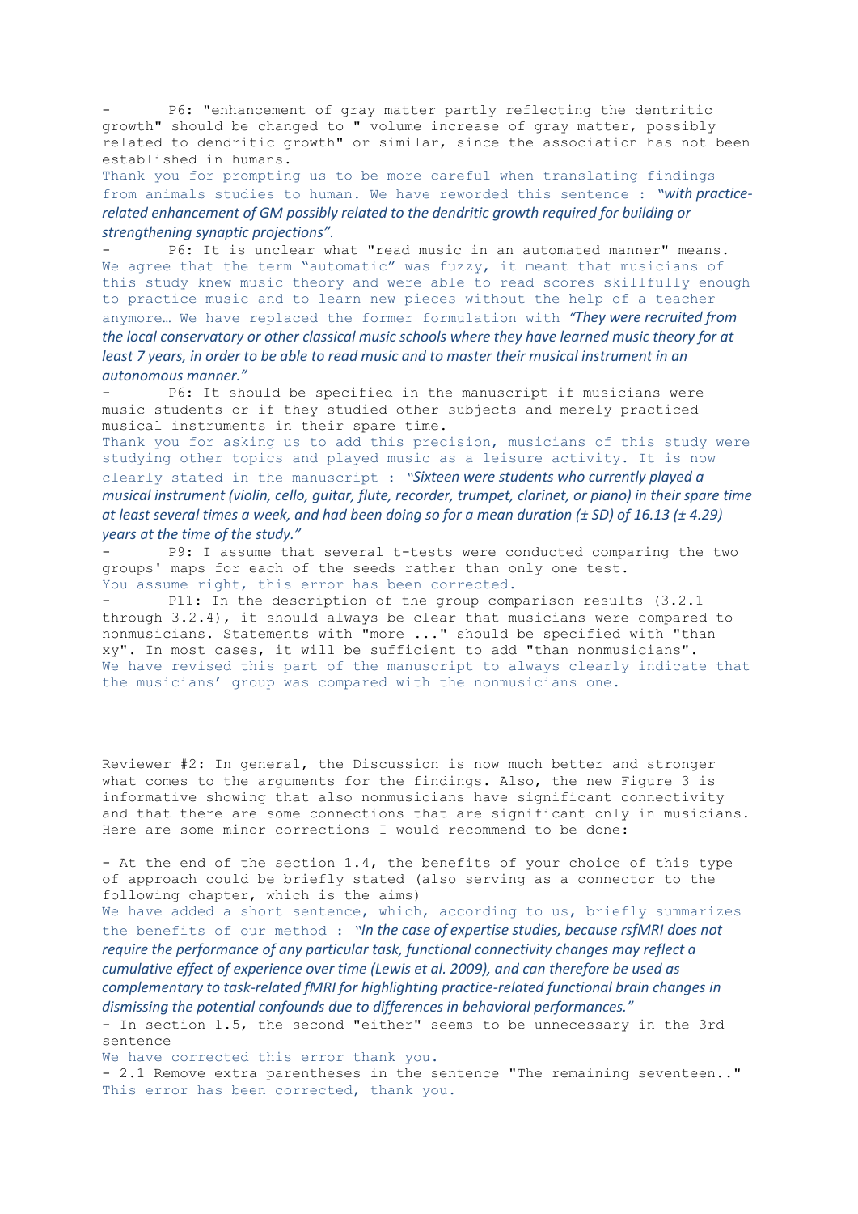- P6: "enhancement of gray matter partly reflecting the dentritic growth" should be changed to " volume increase of gray matter, possibly related to dendritic growth" or similar, since the association has not been established in humans.

Thank you for prompting us to be more careful when translating findings from animals studies to human. We have reworded this sentence : *"with practice-related enhancement of GM possibly related to the dendritic growth required for building or strengthening synaptic projections"*.

- P6: It is unclear what "read music in an automated manner" means.

We agree that the term "automatic" was fuzzy, it meant that musicians of this study knew music theory and were able to read scores skillfully enough to practice music and to learn new pieces without the help of a teacher anymore… We have replaced the former formulation with *"They were recruited from the local conservatory or other classical music schools where they have learned music theory for at least 7 years, in order to be able to read music and to master their musical instrument in an autonomous manner."*

- P6: It should be specified in the manuscript if musicians were music students or if they studied other subjects and merely practiced musical instruments in their spare time.

Thank you for asking us to add this precision, musicians of this study were studying other topics and played music as a leisure activity. It is now clearly stated in the manuscript : *"Sixteen were students who currently played a musical instrument (violin, cello, guitar, flute, recorder, trumpet, clarinet, or piano) in their spare time at least several times a week, and had been doing so for a mean duration (± SD) of 16.13 (± 4.29) years at the time of the study."*

- P9: I assume that several t-tests were conducted comparing the two groups' maps for each of the seeds rather than only one test.

You assume right, this error has been corrected.

- P11: In the description of the group comparison results (3.2.1 through 3.2.4), it should always be clear that musicians were compared to nonmusicians. Statements with "more ..." should be specified with "than xy". In most cases, it will be sufficient to add "than nonmusicians".

We have revised this part of the manuscript to always clearly indicate that the musicians' group was compared with the nonmusicians one.

Reviewer #2: In general, the Discussion is now much better and stronger what comes to the arguments for the findings. Also, the new Figure 3 is informative showing that also nonmusicians have significant connectivity and that there are some connections that are significant only in musicians. Here are some minor corrections I would recommend to be done:

- At the end of the section 1.4, the benefits of your choice of this type of approach could be briefly stated (also serving as a connector to the following chapter, which is the aims)

We have added a short sentence, which, according to us, briefly summarizes the benefits of our method : *"In the case of expertise studies, because rsfMRI does not require the performance of any particular task, functional connectivity changes may reflect a cumulative effect of experience over time (Lewis et al. 2009), and can therefore be used as complementary to task-related fMRI for highlighting practice-related functional brain changes in dismissing the potential confounds due to differences in behavioral performances."*

- In section 1.5, the second "either" seems to be unnecessary in the 3rd sentence

We have corrected this error thank you.

- 2.1 Remove extra parentheses in the sentence "The remaining seventeen.."

This error has been corrected, thank you.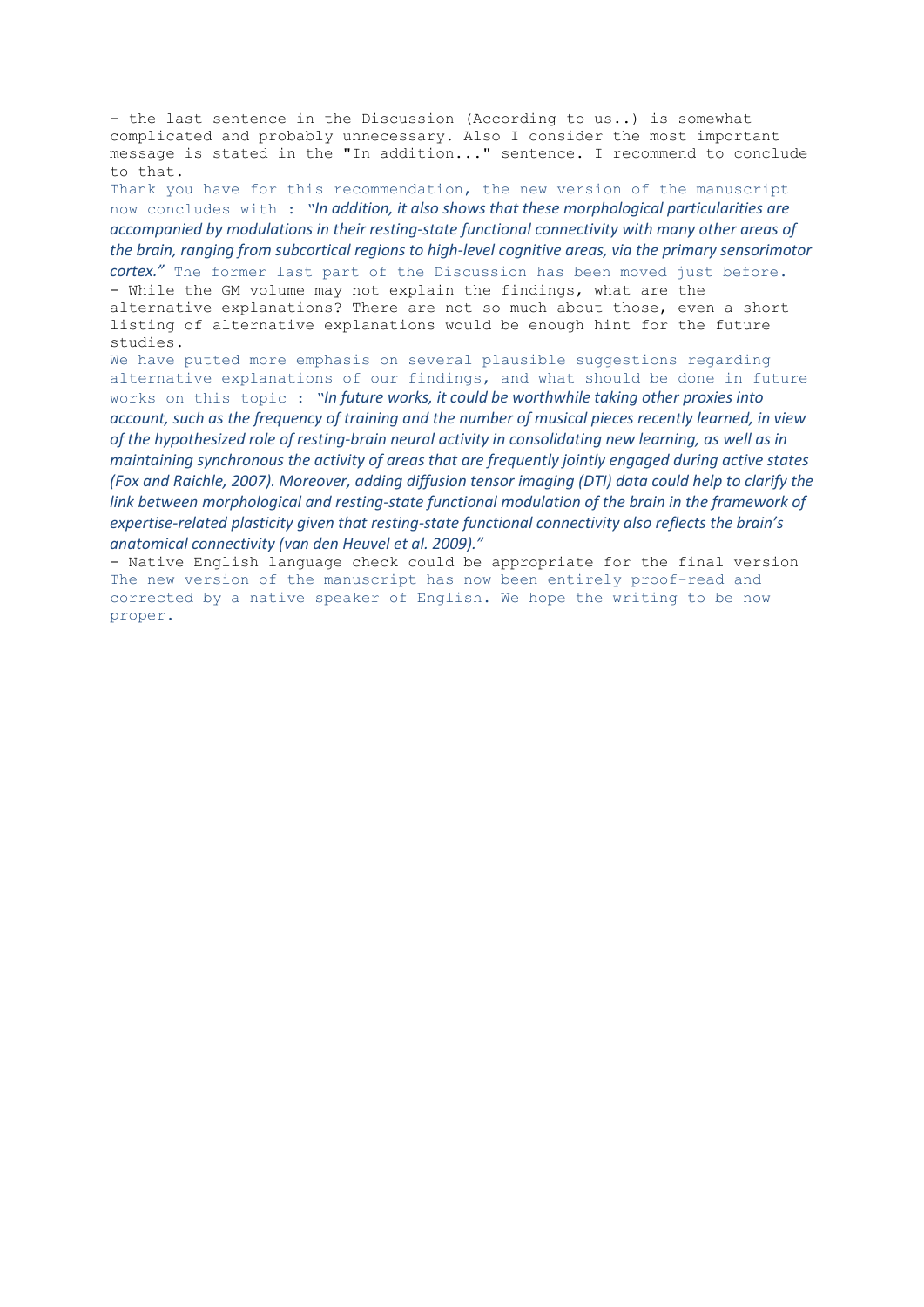- the last sentence in the Discussion (According to us..) is somewhat complicated and probably unnecessary. Also I consider the most important message is stated in the "In addition..." sentence. I recommend to conclude to that.

Thank you have for this recommendation, the new version of the manuscript now concludes with : *"In addition, it also shows that these morphological particularities are accompanied by modulations in their resting-state functional connectivity with many other areas of the brain, ranging from subcortical regions to high-level cognitive areas, via the primary sensorimotor cortex."* The former last part of the Discussion has been moved just before.

- While the GM volume may not explain the findings, what are the alternative explanations? There are not so much about those, even a short listing of alternative explanations would be enough hint for the future studies.

We have putted more emphasis on several plausible suggestions regarding alternative explanations of our findings, and what should be done in future works on this topic : *"In future works, it could be worthwhile taking other proxies into account, such as the frequency of training and the number of musical pieces recently learned, in view of the hypothesized role of resting-brain neural activity in consolidating new learning, as well as in maintaining synchronous the activity of areas that are frequently jointly engaged during active states (Fox and Raichle, 2007). Moreover, adding diffusion tensor imaging (DTI) data could help to clarify the link between morphological and resting-state functional modulation of the brain in the framework of expertise-related plasticity given that resting-state functional connectivity also reflects the brain's anatomical connectivity (van den Heuvel et al. 2009)."*

- Native English language check could be appropriate for the final version

The new version of the manuscript has now been entirely proof-read and corrected by a native speaker of English. We hope the writing to be now proper.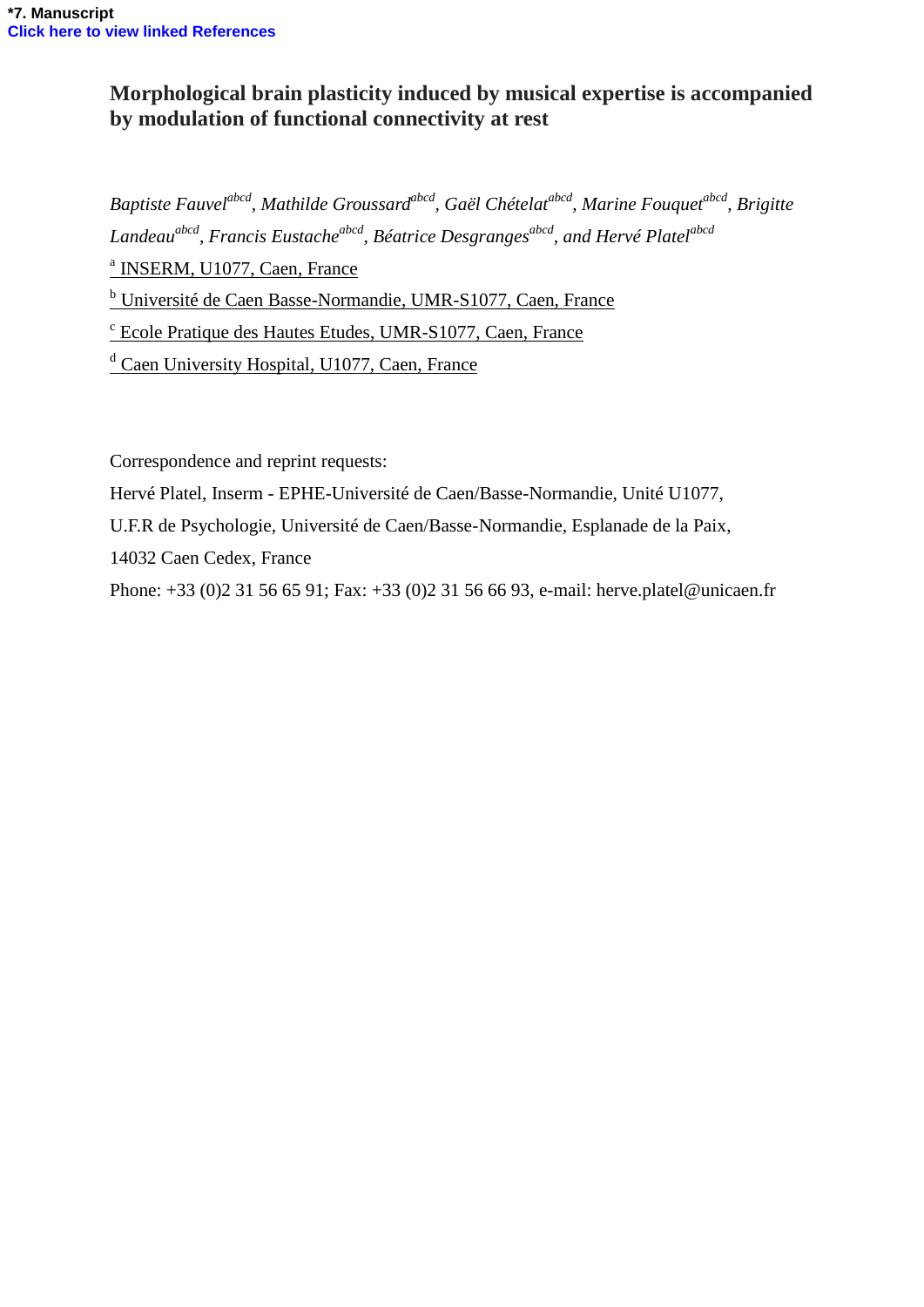*7. Manuscript
Click here to view linked References

# Morphological brain plasticity induced by musical expertise is accompanied by modulation of functional connectivity at rest

*Baptiste Fauvel*[abcd], *Mathilde Groussard*[abcd], *Gaël Chételat*[abcd], *Marine Fouquet*[abcd], *Brigitte Landeau*[abcd], *Francis Eustache*[abcd], *Béatrice Desgranges*[abcd], *and Hervé Platel*[abcd]

[a] INSERM, U1077, Caen, France

[b] Université de Caen Basse-Normandie, UMR-S1077, Caen, France

[c] Ecole Pratique des Hautes Etudes, UMR-S1077, Caen, France

[d] Caen University Hospital, U1077, Caen, France

Correspondence and reprint requests:

Hervé Platel, Inserm - EPHE-Université de Caen/Basse-Normandie, Unité U1077,

U.F.R de Psychologie, Université de Caen/Basse-Normandie, Esplanade de la Paix,

14032 Caen Cedex, France

Phone: +33 (0)2 31 56 65 91; Fax: +33 (0)2 31 56 66 93, e-mail: herve.platel@unicaen.fr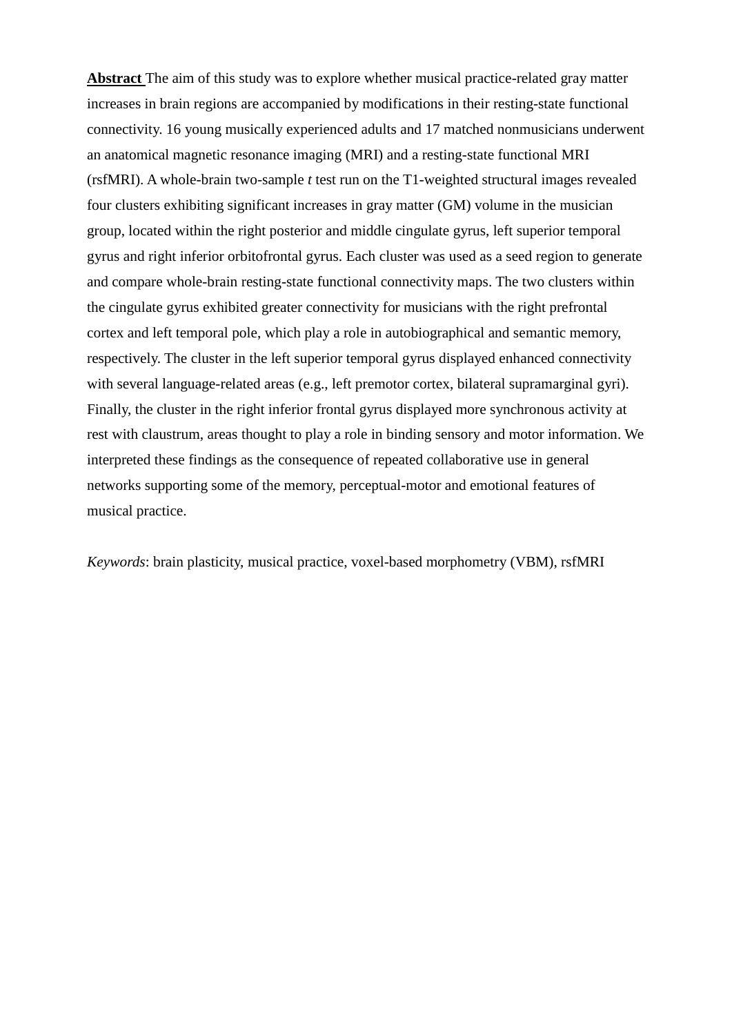**Abstract** The aim of this study was to explore whether musical practice-related gray matter increases in brain regions are accompanied by modifications in their resting-state functional connectivity. 16 young musically experienced adults and 17 matched nonmusicians underwent an anatomical magnetic resonance imaging (MRI) and a resting-state functional MRI (rsfMRI). A whole-brain two-sample *t* test run on the T1-weighted structural images revealed four clusters exhibiting significant increases in gray matter (GM) volume in the musician group, located within the right posterior and middle cingulate gyrus, left superior temporal gyrus and right inferior orbitofrontal gyrus. Each cluster was used as a seed region to generate and compare whole-brain resting-state functional connectivity maps. The two clusters within the cingulate gyrus exhibited greater connectivity for musicians with the right prefrontal cortex and left temporal pole, which play a role in autobiographical and semantic memory, respectively. The cluster in the left superior temporal gyrus displayed enhanced connectivity with several language-related areas (e.g., left premotor cortex, bilateral supramarginal gyri). Finally, the cluster in the right inferior frontal gyrus displayed more synchronous activity at rest with claustrum, areas thought to play a role in binding sensory and motor information. We interpreted these findings as the consequence of repeated collaborative use in general networks supporting some of the memory, perceptual-motor and emotional features of musical practice.

*Keywords*: brain plasticity, musical practice, voxel-based morphometry (VBM), rsfMRI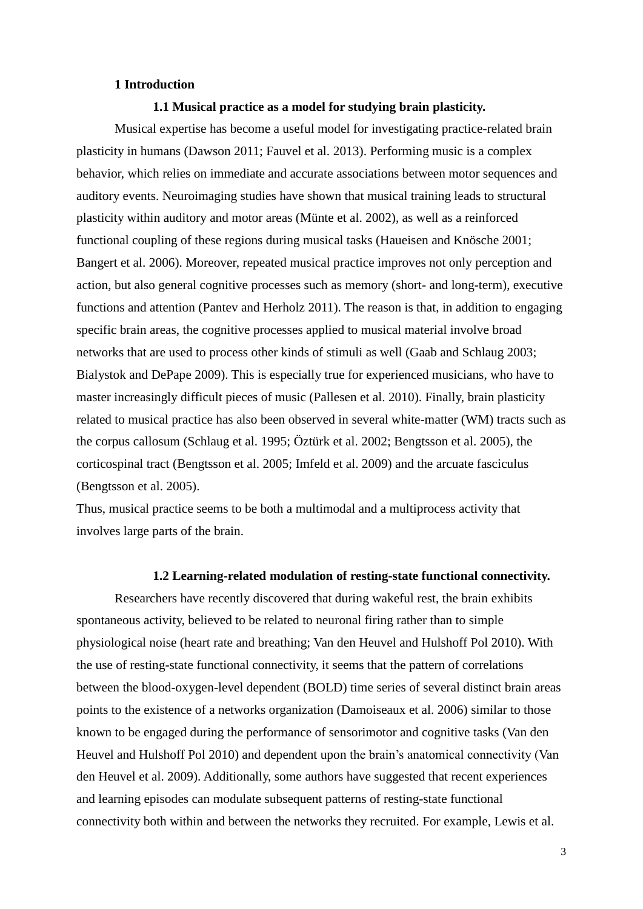# 1 Introduction

## 1.1 Musical practice as a model for studying brain plasticity.

Musical expertise has become a useful model for investigating practice-related brain plasticity in humans (Dawson 2011; Fauvel et al. 2013). Performing music is a complex behavior, which relies on immediate and accurate associations between motor sequences and auditory events. Neuroimaging studies have shown that musical training leads to structural plasticity within auditory and motor areas (Münte et al. 2002), as well as a reinforced functional coupling of these regions during musical tasks (Haueisen and Knösche 2001; Bangert et al. 2006). Moreover, repeated musical practice improves not only perception and action, but also general cognitive processes such as memory (short- and long-term), executive functions and attention (Pantev and Herholz 2011). The reason is that, in addition to engaging specific brain areas, the cognitive processes applied to musical material involve broad networks that are used to process other kinds of stimuli as well (Gaab and Schlaug 2003; Bialystok and DePape 2009). This is especially true for experienced musicians, who have to master increasingly difficult pieces of music (Pallesen et al. 2010). Finally, brain plasticity related to musical practice has also been observed in several white-matter (WM) tracts such as the corpus callosum (Schlaug et al. 1995; Öztürk et al. 2002; Bengtsson et al. 2005), the corticospinal tract (Bengtsson et al. 2005; Imfeld et al. 2009) and the arcuate fasciculus (Bengtsson et al. 2005).

Thus, musical practice seems to be both a multimodal and a multiprocess activity that involves large parts of the brain.

## 1.2 Learning-related modulation of resting-state functional connectivity.

Researchers have recently discovered that during wakeful rest, the brain exhibits spontaneous activity, believed to be related to neuronal firing rather than to simple physiological noise (heart rate and breathing; Van den Heuvel and Hulshoff Pol 2010). With the use of resting-state functional connectivity, it seems that the pattern of correlations between the blood-oxygen-level dependent (BOLD) time series of several distinct brain areas points to the existence of a networks organization (Damoiseaux et al. 2006) similar to those known to be engaged during the performance of sensorimotor and cognitive tasks (Van den Heuvel and Hulshoff Pol 2010) and dependent upon the brain's anatomical connectivity (Van den Heuvel et al. 2009). Additionally, some authors have suggested that recent experiences and learning episodes can modulate subsequent patterns of resting-state functional connectivity both within and between the networks they recruited. For example, Lewis et al.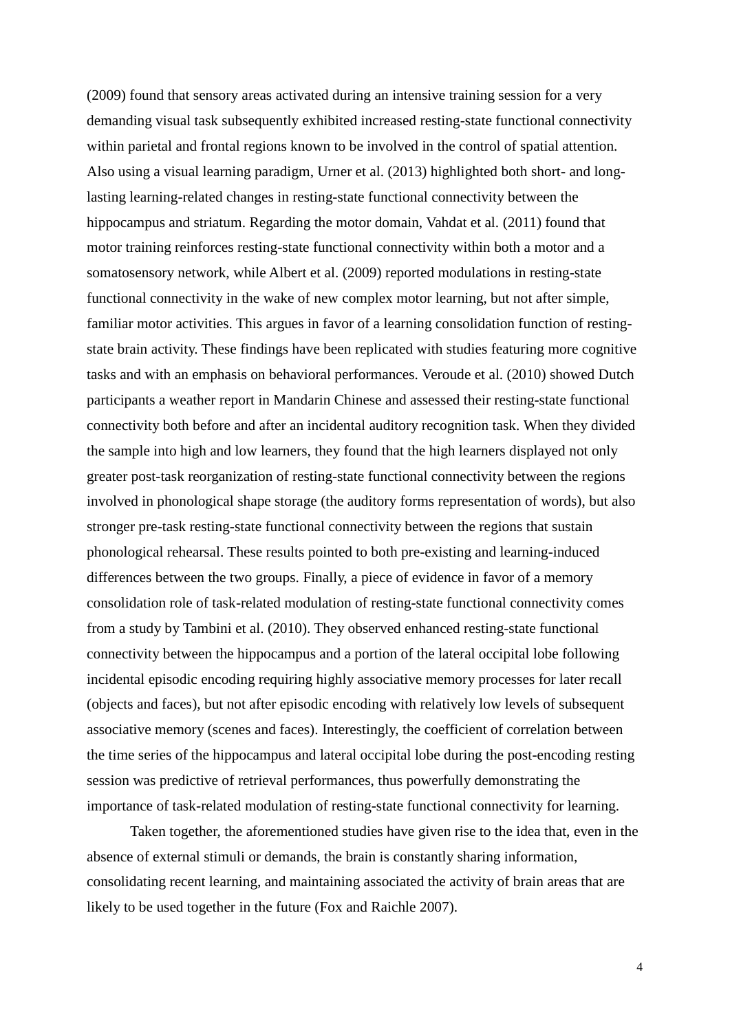(2009) found that sensory areas activated during an intensive training session for a very demanding visual task subsequently exhibited increased resting-state functional connectivity within parietal and frontal regions known to be involved in the control of spatial attention. Also using a visual learning paradigm, Urner et al. (2013) highlighted both short- and long-lasting learning-related changes in resting-state functional connectivity between the hippocampus and striatum. Regarding the motor domain, Vahdat et al. (2011) found that motor training reinforces resting-state functional connectivity within both a motor and a somatosensory network, while Albert et al. (2009) reported modulations in resting-state functional connectivity in the wake of new complex motor learning, but not after simple, familiar motor activities. This argues in favor of a learning consolidation function of resting-state brain activity. These findings have been replicated with studies featuring more cognitive tasks and with an emphasis on behavioral performances. Veroude et al. (2010) showed Dutch participants a weather report in Mandarin Chinese and assessed their resting-state functional connectivity both before and after an incidental auditory recognition task. When they divided the sample into high and low learners, they found that the high learners displayed not only greater post-task reorganization of resting-state functional connectivity between the regions involved in phonological shape storage (the auditory forms representation of words), but also stronger pre-task resting-state functional connectivity between the regions that sustain phonological rehearsal. These results pointed to both pre-existing and learning-induced differences between the two groups. Finally, a piece of evidence in favor of a memory consolidation role of task-related modulation of resting-state functional connectivity comes from a study by Tambini et al. (2010). They observed enhanced resting-state functional connectivity between the hippocampus and a portion of the lateral occipital lobe following incidental episodic encoding requiring highly associative memory processes for later recall (objects and faces), but not after episodic encoding with relatively low levels of subsequent associative memory (scenes and faces). Interestingly, the coefficient of correlation between the time series of the hippocampus and lateral occipital lobe during the post-encoding resting session was predictive of retrieval performances, thus powerfully demonstrating the importance of task-related modulation of resting-state functional connectivity for learning.

Taken together, the aforementioned studies have given rise to the idea that, even in the absence of external stimuli or demands, the brain is constantly sharing information, consolidating recent learning, and maintaining associated the activity of brain areas that are likely to be used together in the future (Fox and Raichle 2007).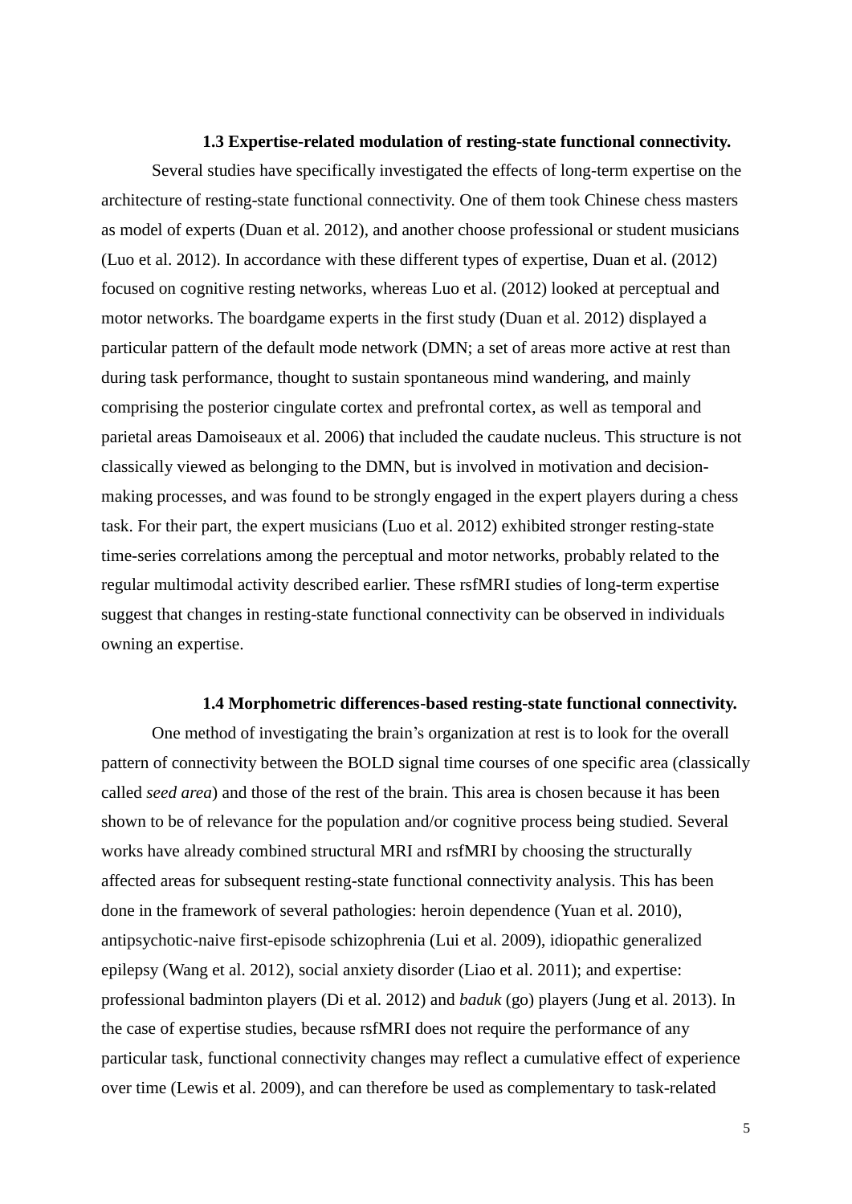### 1.3 Expertise-related modulation of resting-state functional connectivity.

Several studies have specifically investigated the effects of long-term expertise on the architecture of resting-state functional connectivity. One of them took Chinese chess masters as model of experts (Duan et al. 2012), and another choose professional or student musicians (Luo et al. 2012). In accordance with these different types of expertise, Duan et al. (2012) focused on cognitive resting networks, whereas Luo et al. (2012) looked at perceptual and motor networks. The boardgame experts in the first study (Duan et al. 2012) displayed a particular pattern of the default mode network (DMN; a set of areas more active at rest than during task performance, thought to sustain spontaneous mind wandering, and mainly comprising the posterior cingulate cortex and prefrontal cortex, as well as temporal and parietal areas Damoiseaux et al. 2006) that included the caudate nucleus. This structure is not classically viewed as belonging to the DMN, but is involved in motivation and decision-making processes, and was found to be strongly engaged in the expert players during a chess task. For their part, the expert musicians (Luo et al. 2012) exhibited stronger resting-state time-series correlations among the perceptual and motor networks, probably related to the regular multimodal activity described earlier. These rsfMRI studies of long-term expertise suggest that changes in resting-state functional connectivity can be observed in individuals owning an expertise.

### 1.4 Morphometric differences-based resting-state functional connectivity.

One method of investigating the brain's organization at rest is to look for the overall pattern of connectivity between the BOLD signal time courses of one specific area (classically called *seed area*) and those of the rest of the brain. This area is chosen because it has been shown to be of relevance for the population and/or cognitive process being studied. Several works have already combined structural MRI and rsfMRI by choosing the structurally affected areas for subsequent resting-state functional connectivity analysis. This has been done in the framework of several pathologies: heroin dependence (Yuan et al. 2010), antipsychotic-naive first-episode schizophrenia (Lui et al. 2009), idiopathic generalized epilepsy (Wang et al. 2012), social anxiety disorder (Liao et al. 2011); and expertise: professional badminton players (Di et al. 2012) and *baduk* (go) players (Jung et al. 2013). In the case of expertise studies, because rsfMRI does not require the performance of any particular task, functional connectivity changes may reflect a cumulative effect of experience over time (Lewis et al. 2009), and can therefore be used as complementary to task-related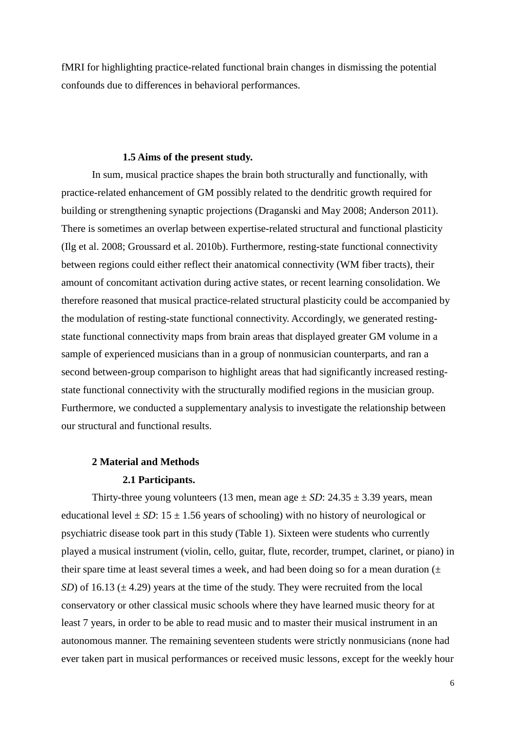fMRI for highlighting practice-related functional brain changes in dismissing the potential confounds due to differences in behavioral performances.

### 1.5 Aims of the present study.

In sum, musical practice shapes the brain both structurally and functionally, with practice-related enhancement of GM possibly related to the dendritic growth required for building or strengthening synaptic projections (Draganski and May 2008; Anderson 2011). There is sometimes an overlap between expertise-related structural and functional plasticity (Ilg et al. 2008; Groussard et al. 2010b). Furthermore, resting-state functional connectivity between regions could either reflect their anatomical connectivity (WM fiber tracts), their amount of concomitant activation during active states, or recent learning consolidation. We therefore reasoned that musical practice-related structural plasticity could be accompanied by the modulation of resting-state functional connectivity. Accordingly, we generated resting-state functional connectivity maps from brain areas that displayed greater GM volume in a sample of experienced musicians than in a group of nonmusician counterparts, and ran a second between-group comparison to highlight areas that had significantly increased resting-state functional connectivity with the structurally modified regions in the musician group. Furthermore, we conducted a supplementary analysis to investigate the relationship between our structural and functional results.

## 2 Material and Methods

### 2.1 Participants.

Thirty-three young volunteers (13 men, mean age ± *SD*: 24.35 ± 3.39 years, mean educational level ± *SD*: 15 ± 1.56 years of schooling) with no history of neurological or psychiatric disease took part in this study (Table 1). Sixteen were students who currently played a musical instrument (violin, cello, guitar, flute, recorder, trumpet, clarinet, or piano) in their spare time at least several times a week, and had been doing so for a mean duration (± *SD*) of 16.13 (± 4.29) years at the time of the study. They were recruited from the local conservatory or other classical music schools where they have learned music theory for at least 7 years, in order to be able to read music and to master their musical instrument in an autonomous manner. The remaining seventeen students were strictly nonmusicians (none had ever taken part in musical performances or received music lessons, except for the weekly hour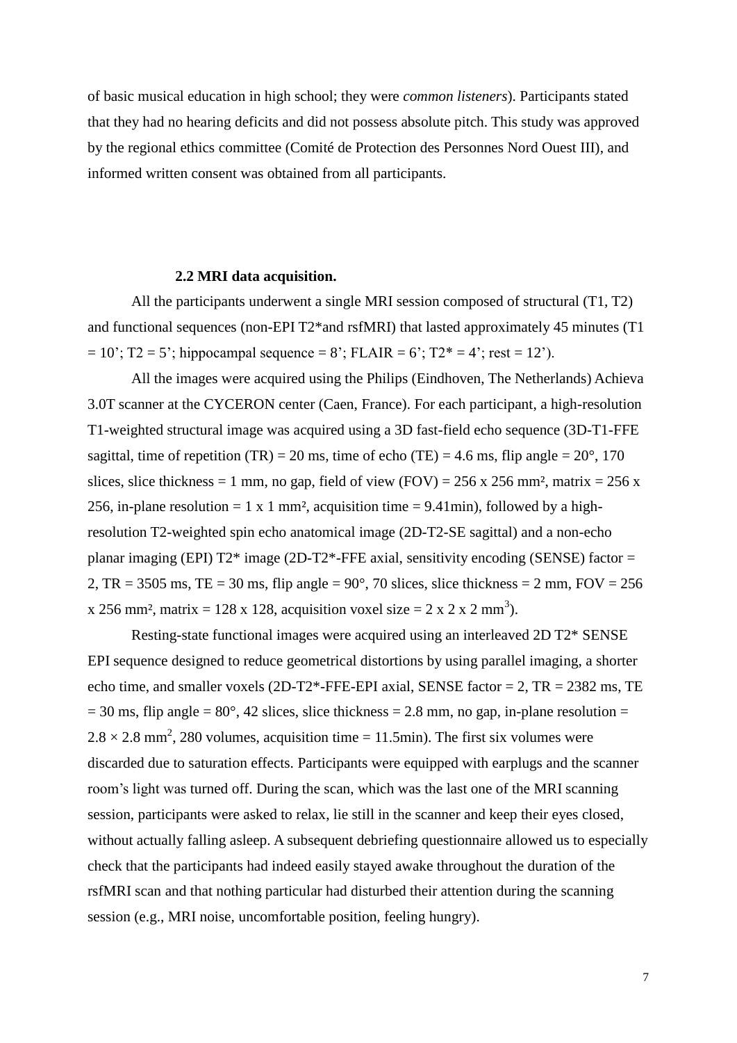of basic musical education in high school; they were *common listeners*). Participants stated that they had no hearing deficits and did not possess absolute pitch. This study was approved by the regional ethics committee (Comité de Protection des Personnes Nord Ouest III), and informed written consent was obtained from all participants.

### 2.2 MRI data acquisition.

All the participants underwent a single MRI session composed of structural (T1, T2) and functional sequences (non-EPI T2*and rsfMRI) that lasted approximately 45 minutes (T1 = 10'; T2 = 5'; hippocampal sequence = 8'; FLAIR = 6'; T2* = 4'; rest = 12').

All the images were acquired using the Philips (Eindhoven, The Netherlands) Achieva 3.0T scanner at the CYCERON center (Caen, France). For each participant, a high-resolution T1-weighted structural image was acquired using a 3D fast-field echo sequence (3D-T1-FFE sagittal, time of repetition (TR) = 20 ms, time of echo (TE) = 4.6 ms, flip angle = 20°, 170 slices, slice thickness = 1 mm, no gap, field of view (FOV) = 256 x 256 mm², matrix = 256 x 256, in-plane resolution = 1 x 1 mm², acquisition time = 9.41min), followed by a high-resolution T2-weighted spin echo anatomical image (2D-T2-SE sagittal) and a non-echo planar imaging (EPI) T2* image (2D-T2*-FFE axial, sensitivity encoding (SENSE) factor = 2, TR = 3505 ms, TE = 30 ms, flip angle = 90°, 70 slices, slice thickness = 2 mm, FOV = 256 x 256 mm², matrix = 128 x 128, acquisition voxel size = 2 x 2 x 2 $mm^3$).

Resting-state functional images were acquired using an interleaved 2D T2* SENSE EPI sequence designed to reduce geometrical distortions by using parallel imaging, a shorter echo time, and smaller voxels (2D-T2*-FFE-EPI axial, SENSE factor = 2, TR = 2382 ms, TE = 30 ms, flip angle = 80°, 42 slices, slice thickness = 2.8 mm, no gap, in-plane resolution = $2.8 \times 2.8$ $mm^2$, 280 volumes, acquisition time = 11.5min). The first six volumes were discarded due to saturation effects. Participants were equipped with earplugs and the scanner room's light was turned off. During the scan, which was the last one of the MRI scanning session, participants were asked to relax, lie still in the scanner and keep their eyes closed, without actually falling asleep. A subsequent debriefing questionnaire allowed us to especially check that the participants had indeed easily stayed awake throughout the duration of the rsfMRI scan and that nothing particular had disturbed their attention during the scanning session (e.g., MRI noise, uncomfortable position, feeling hungry).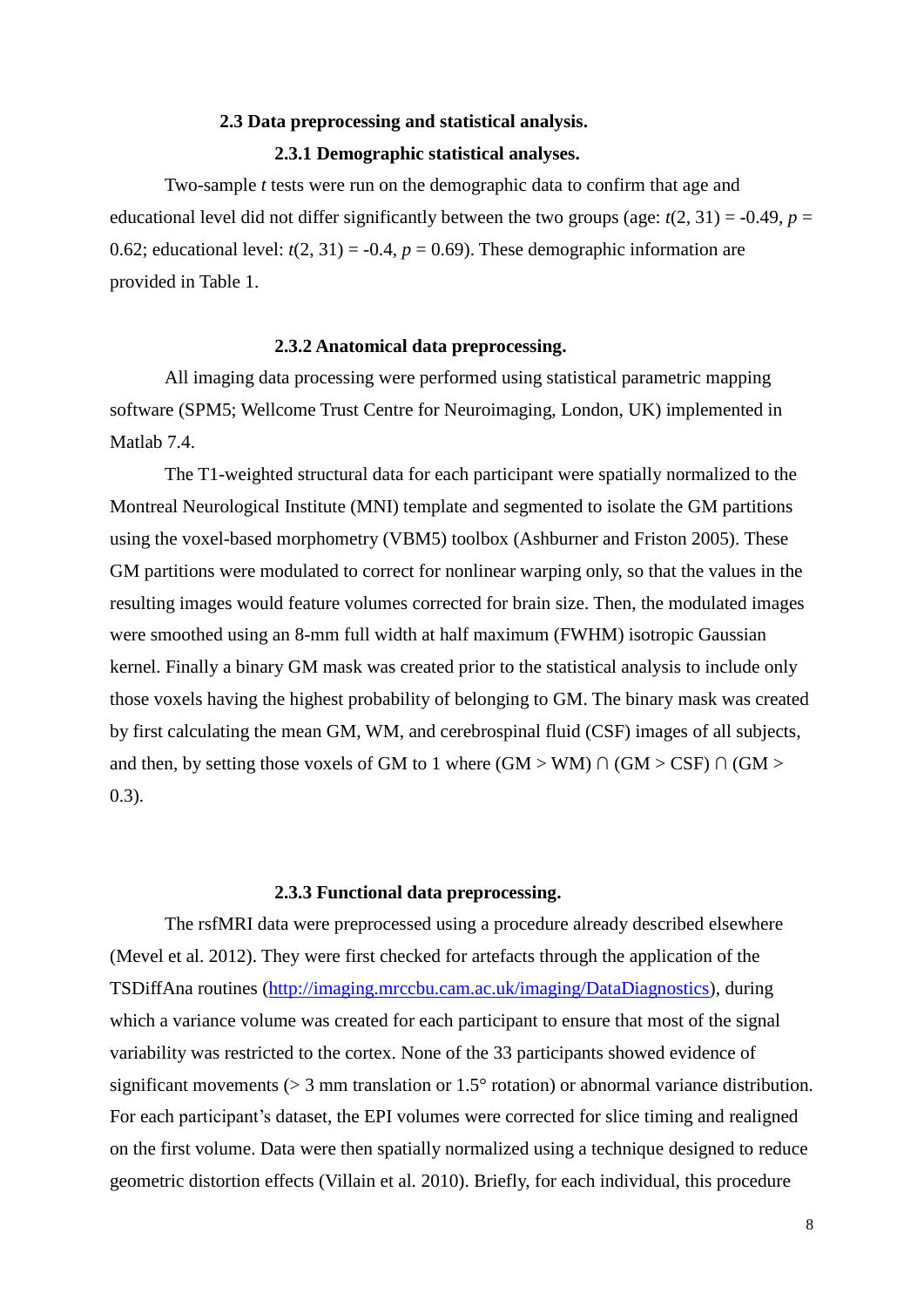## 2.3 Data preprocessing and statistical analysis.

### 2.3.1 Demographic statistical analyses.

Two-sample *t* tests were run on the demographic data to confirm that age and educational level did not differ significantly between the two groups (age: $t(2, 31) = -0.49$, $p = 0.62$; educational level: $t(2, 31) = -0.4$, $p = 0.69$). These demographic information are provided in Table 1.

### 2.3.2 Anatomical data preprocessing.

All imaging data processing were performed using statistical parametric mapping software (SPM5; Wellcome Trust Centre for Neuroimaging, London, UK) implemented in Matlab 7.4.

The T1-weighted structural data for each participant were spatially normalized to the Montreal Neurological Institute (MNI) template and segmented to isolate the GM partitions using the voxel-based morphometry (VBM5) toolbox (Ashburner and Friston 2005). These GM partitions were modulated to correct for nonlinear warping only, so that the values in the resulting images would feature volumes corrected for brain size. Then, the modulated images were smoothed using an 8-mm full width at half maximum (FWHM) isotropic Gaussian kernel. Finally a binary GM mask was created prior to the statistical analysis to include only those voxels having the highest probability of belonging to GM. The binary mask was created by first calculating the mean GM, WM, and cerebrospinal fluid (CSF) images of all subjects, and then, by setting those voxels of GM to 1 where $(GM > WM) \cap (GM > CSF) \cap (GM > 0.3)$.

### 2.3.3 Functional data preprocessing.

The rsfMRI data were preprocessed using a procedure already described elsewhere (Mevel et al. 2012). They were first checked for artefacts through the application of the TSDiffAna routines (http://imaging.mrccbu.cam.ac.uk/imaging/DataDiagnostics), during which a variance volume was created for each participant to ensure that most of the signal variability was restricted to the cortex. None of the 33 participants showed evidence of significant movements (> 3 mm translation or 1.5° rotation) or abnormal variance distribution. For each participant's dataset, the EPI volumes were corrected for slice timing and realigned on the first volume. Data were then spatially normalized using a technique designed to reduce geometric distortion effects (Villain et al. 2010). Briefly, for each individual, this procedure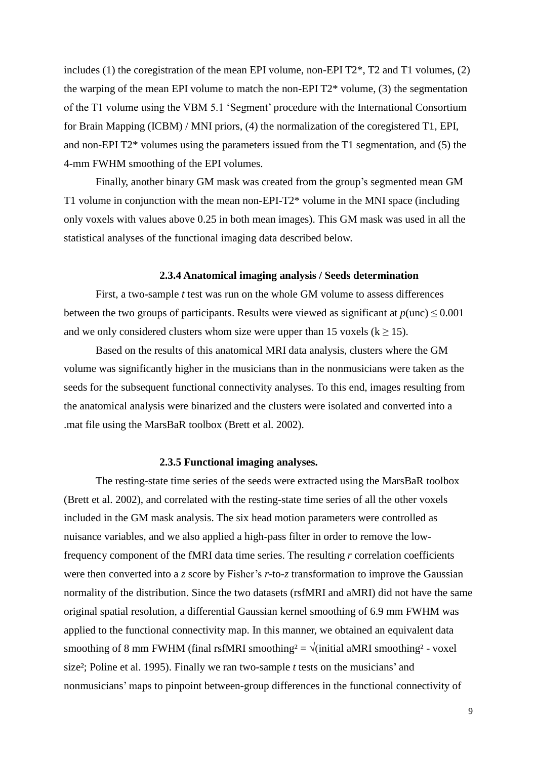includes (1) the coregistration of the mean EPI volume, non-EPI T2*, T2 and T1 volumes, (2) the warping of the mean EPI volume to match the non-EPI T2* volume, (3) the segmentation of the T1 volume using the VBM 5.1 'Segment' procedure with the International Consortium for Brain Mapping (ICBM) / MNI priors, (4) the normalization of the coregistered T1, EPI, and non-EPI T2* volumes using the parameters issued from the T1 segmentation, and (5) the 4-mm FWHM smoothing of the EPI volumes.

Finally, another binary GM mask was created from the group's segmented mean GM T1 volume in conjunction with the mean non-EPI-T2* volume in the MNI space (including only voxels with values above 0.25 in both mean images). This GM mask was used in all the statistical analyses of the functional imaging data described below.

#### 2.3.4 Anatomical imaging analysis / Seeds determination

First, a two-sample *t* test was run on the whole GM volume to assess differences between the two groups of participants. Results were viewed as significant at $p(\text{unc}) \leq 0.001$ and we only considered clusters whom size were upper than 15 voxels ($k \geq 15$).

Based on the results of this anatomical MRI data analysis, clusters where the GM volume was significantly higher in the musicians than in the nonmusicians were taken as the seeds for the subsequent functional connectivity analyses. To this end, images resulting from the anatomical analysis were binarized and the clusters were isolated and converted into a .mat file using the MarsBaR toolbox (Brett et al. 2002).

#### 2.3.5 Functional imaging analyses.

The resting-state time series of the seeds were extracted using the MarsBaR toolbox (Brett et al. 2002), and correlated with the resting-state time series of all the other voxels included in the GM mask analysis. The six head motion parameters were controlled as nuisance variables, and we also applied a high-pass filter in order to remove the low-frequency component of the fMRI data time series. The resulting *r* correlation coefficients were then converted into a *z* score by Fisher's *r*-to-*z* transformation to improve the Gaussian normality of the distribution. Since the two datasets (rsfMRI and aMRI) did not have the same original spatial resolution, a differential Gaussian kernel smoothing of 6.9 mm FWHM was applied to the functional connectivity map. In this manner, we obtained an equivalent data smoothing of 8 mm FWHM (final rsfMRI $\text{smoothing}^2 = \sqrt{(\text{initial aMRI smoothing}^2 - \text{voxel size}^2}$; Poline et al. 1995). Finally we ran two-sample *t* tests on the musicians' and nonmusicians' maps to pinpoint between-group differences in the functional connectivity of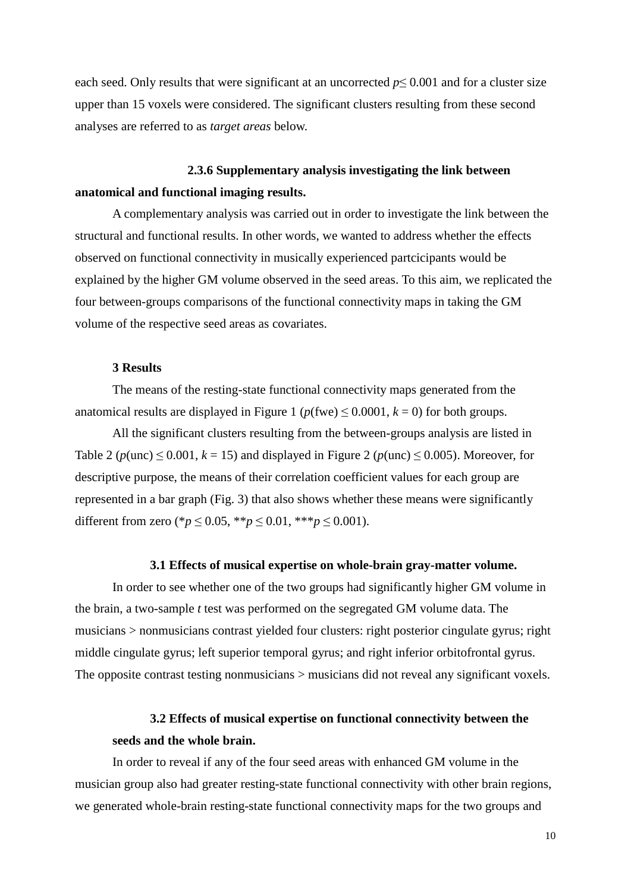each seed. Only results that were significant at an uncorrected $p \leq 0.001$ and for a cluster size upper than 15 voxels were considered. The significant clusters resulting from these second analyses are referred to as *target areas* below.

#### 2.3.6 Supplementary analysis investigating the link between anatomical and functional imaging results.

A complementary analysis was carried out in order to investigate the link between the structural and functional results. In other words, we wanted to address whether the effects observed on functional connectivity in musically experienced partcicipants would be explained by the higher GM volume observed in the seed areas. To this aim, we replicated the four between-groups comparisons of the functional connectivity maps in taking the GM volume of the respective seed areas as covariates.

## 3 Results

The means of the resting-state functional connectivity maps generated from the anatomical results are displayed in Figure 1 ($p(\text{fwe}) \leq 0.0001$, $k = 0$) for both groups.

All the significant clusters resulting from the between-groups analysis are listed in Table 2 ($p(\text{unc}) \leq 0.001$, $k = 15$) and displayed in Figure 2 ($p(\text{unc}) \leq 0.005$). Moreover, for descriptive purpose, the means of their correlation coefficient values for each group are represented in a bar graph (Fig. 3) that also shows whether these means were significantly different from zero (*$p \leq 0.05$, **$p \leq 0.01$, ***$p \leq 0.001$).

### 3.1 Effects of musical expertise on whole-brain gray-matter volume.

In order to see whether one of the two groups had significantly higher GM volume in the brain, a two-sample *t* test was performed on the segregated GM volume data. The musicians > nonmusicians contrast yielded four clusters: right posterior cingulate gyrus; right middle cingulate gyrus; left superior temporal gyrus; and right inferior orbitofrontal gyrus. The opposite contrast testing nonmusicians > musicians did not reveal any significant voxels.

### 3.2 Effects of musical expertise on functional connectivity between the seeds and the whole brain.

In order to reveal if any of the four seed areas with enhanced GM volume in the musician group also had greater resting-state functional connectivity with other brain regions, we generated whole-brain resting-state functional connectivity maps for the two groups and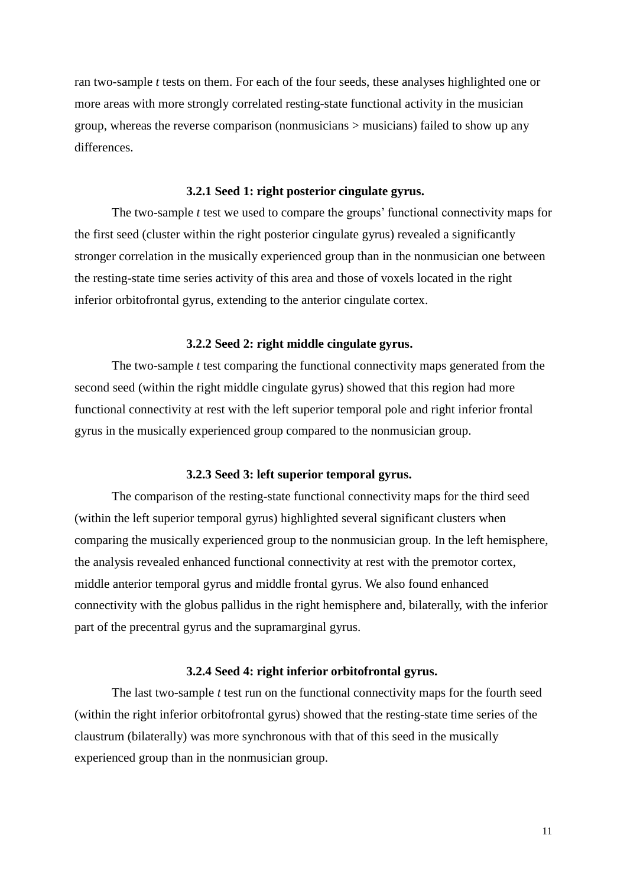ran two-sample *t* tests on them. For each of the four seeds, these analyses highlighted one or more areas with more strongly correlated resting-state functional activity in the musician group, whereas the reverse comparison (nonmusicians > musicians) failed to show up any differences.

### 3.2.1 Seed 1: right posterior cingulate gyrus.

The two-sample *t* test we used to compare the groups' functional connectivity maps for the first seed (cluster within the right posterior cingulate gyrus) revealed a significantly stronger correlation in the musically experienced group than in the nonmusician one between the resting-state time series activity of this area and those of voxels located in the right inferior orbitofrontal gyrus, extending to the anterior cingulate cortex.

### 3.2.2 Seed 2: right middle cingulate gyrus.

The two-sample *t* test comparing the functional connectivity maps generated from the second seed (within the right middle cingulate gyrus) showed that this region had more functional connectivity at rest with the left superior temporal pole and right inferior frontal gyrus in the musically experienced group compared to the nonmusician group.

### 3.2.3 Seed 3: left superior temporal gyrus.

The comparison of the resting-state functional connectivity maps for the third seed (within the left superior temporal gyrus) highlighted several significant clusters when comparing the musically experienced group to the nonmusician group. In the left hemisphere, the analysis revealed enhanced functional connectivity at rest with the premotor cortex, middle anterior temporal gyrus and middle frontal gyrus. We also found enhanced connectivity with the globus pallidus in the right hemisphere and, bilaterally, with the inferior part of the precentral gyrus and the supramarginal gyrus.

### 3.2.4 Seed 4: right inferior orbitofrontal gyrus.

The last two-sample *t* test run on the functional connectivity maps for the fourth seed (within the right inferior orbitofrontal gyrus) showed that the resting-state time series of the claustrum (bilaterally) was more synchronous with that of this seed in the musically experienced group than in the nonmusician group.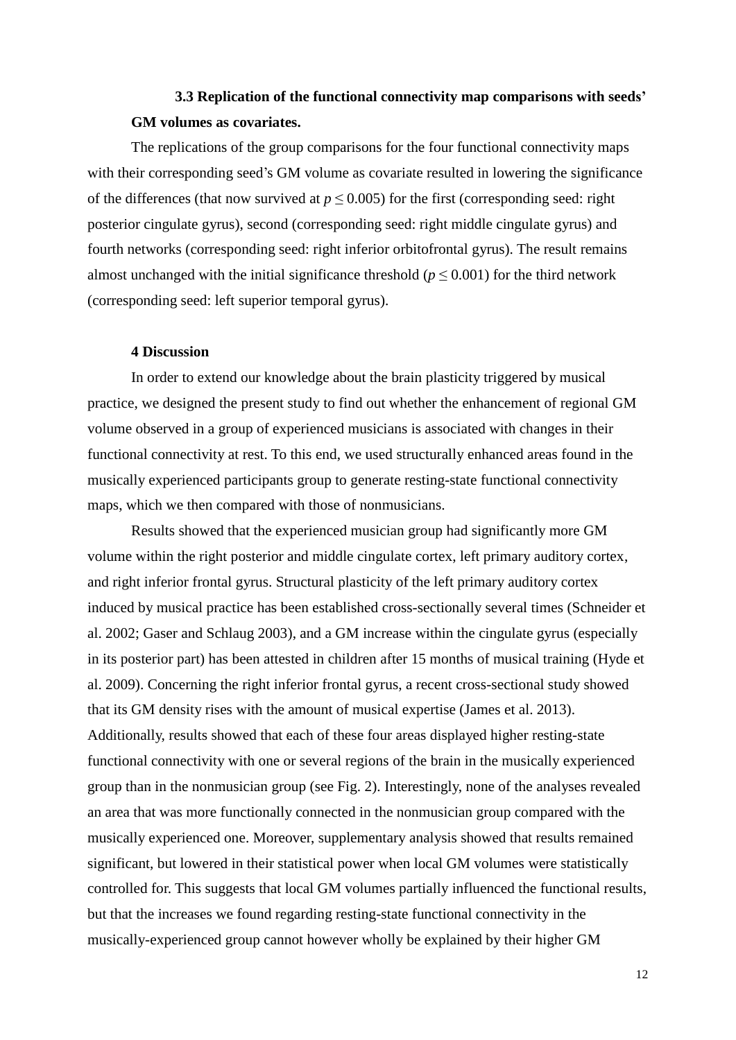### 3.3 Replication of the functional connectivity map comparisons with seeds' GM volumes as covariates.

The replications of the group comparisons for the four functional connectivity maps with their corresponding seed's GM volume as covariate resulted in lowering the significance of the differences (that now survived at $p \leq 0.005$) for the first (corresponding seed: right posterior cingulate gyrus), second (corresponding seed: right middle cingulate gyrus) and fourth networks (corresponding seed: right inferior orbitofrontal gyrus). The result remains almost unchanged with the initial significance threshold ($p \leq 0.001$) for the third network (corresponding seed: left superior temporal gyrus).

## 4 Discussion

In order to extend our knowledge about the brain plasticity triggered by musical practice, we designed the present study to find out whether the enhancement of regional GM volume observed in a group of experienced musicians is associated with changes in their functional connectivity at rest. To this end, we used structurally enhanced areas found in the musically experienced participants group to generate resting-state functional connectivity maps, which we then compared with those of nonmusicians.

Results showed that the experienced musician group had significantly more GM volume within the right posterior and middle cingulate cortex, left primary auditory cortex, and right inferior frontal gyrus. Structural plasticity of the left primary auditory cortex induced by musical practice has been established cross-sectionally several times (Schneider et al. 2002; Gaser and Schlaug 2003), and a GM increase within the cingulate gyrus (especially in its posterior part) has been attested in children after 15 months of musical training (Hyde et al. 2009). Concerning the right inferior frontal gyrus, a recent cross-sectional study showed that its GM density rises with the amount of musical expertise (James et al. 2013). Additionally, results showed that each of these four areas displayed higher resting-state functional connectivity with one or several regions of the brain in the musically experienced group than in the nonmusician group (see Fig. 2). Interestingly, none of the analyses revealed an area that was more functionally connected in the nonmusician group compared with the musically experienced one. Moreover, supplementary analysis showed that results remained significant, but lowered in their statistical power when local GM volumes were statistically controlled for. This suggests that local GM volumes partially influenced the functional results, but that the increases we found regarding resting-state functional connectivity in the musically-experienced group cannot however wholly be explained by their higher GM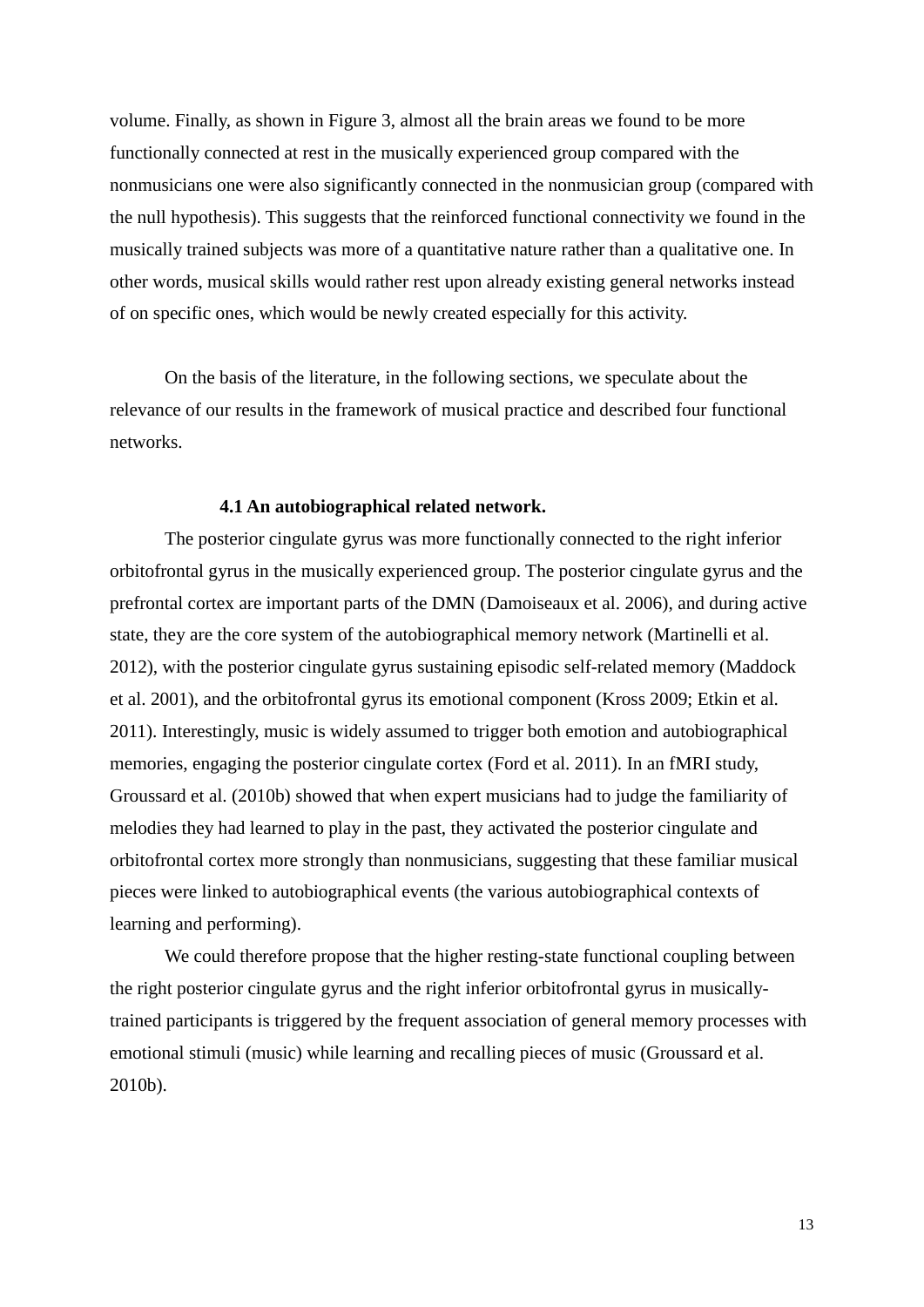volume. Finally, as shown in Figure 3, almost all the brain areas we found to be more functionally connected at rest in the musically experienced group compared with the nonmusicians one were also significantly connected in the nonmusician group (compared with the null hypothesis). This suggests that the reinforced functional connectivity we found in the musically trained subjects was more of a quantitative nature rather than a qualitative one. In other words, musical skills would rather rest upon already existing general networks instead of on specific ones, which would be newly created especially for this activity.

On the basis of the literature, in the following sections, we speculate about the relevance of our results in the framework of musical practice and described four functional networks.

### 4.1 An autobiographical related network.

The posterior cingulate gyrus was more functionally connected to the right inferior orbitofrontal gyrus in the musically experienced group. The posterior cingulate gyrus and the prefrontal cortex are important parts of the DMN (Damoiseaux et al. 2006), and during active state, they are the core system of the autobiographical memory network (Martinelli et al. 2012), with the posterior cingulate gyrus sustaining episodic self-related memory (Maddock et al. 2001), and the orbitofrontal gyrus its emotional component (Kross 2009; Etkin et al. 2011). Interestingly, music is widely assumed to trigger both emotion and autobiographical memories, engaging the posterior cingulate cortex (Ford et al. 2011). In an fMRI study, Groussard et al. (2010b) showed that when expert musicians had to judge the familiarity of melodies they had learned to play in the past, they activated the posterior cingulate and orbitofrontal cortex more strongly than nonmusicians, suggesting that these familiar musical pieces were linked to autobiographical events (the various autobiographical contexts of learning and performing).

We could therefore propose that the higher resting-state functional coupling between the right posterior cingulate gyrus and the right inferior orbitofrontal gyrus in musically-trained participants is triggered by the frequent association of general memory processes with emotional stimuli (music) while learning and recalling pieces of music (Groussard et al. 2010b).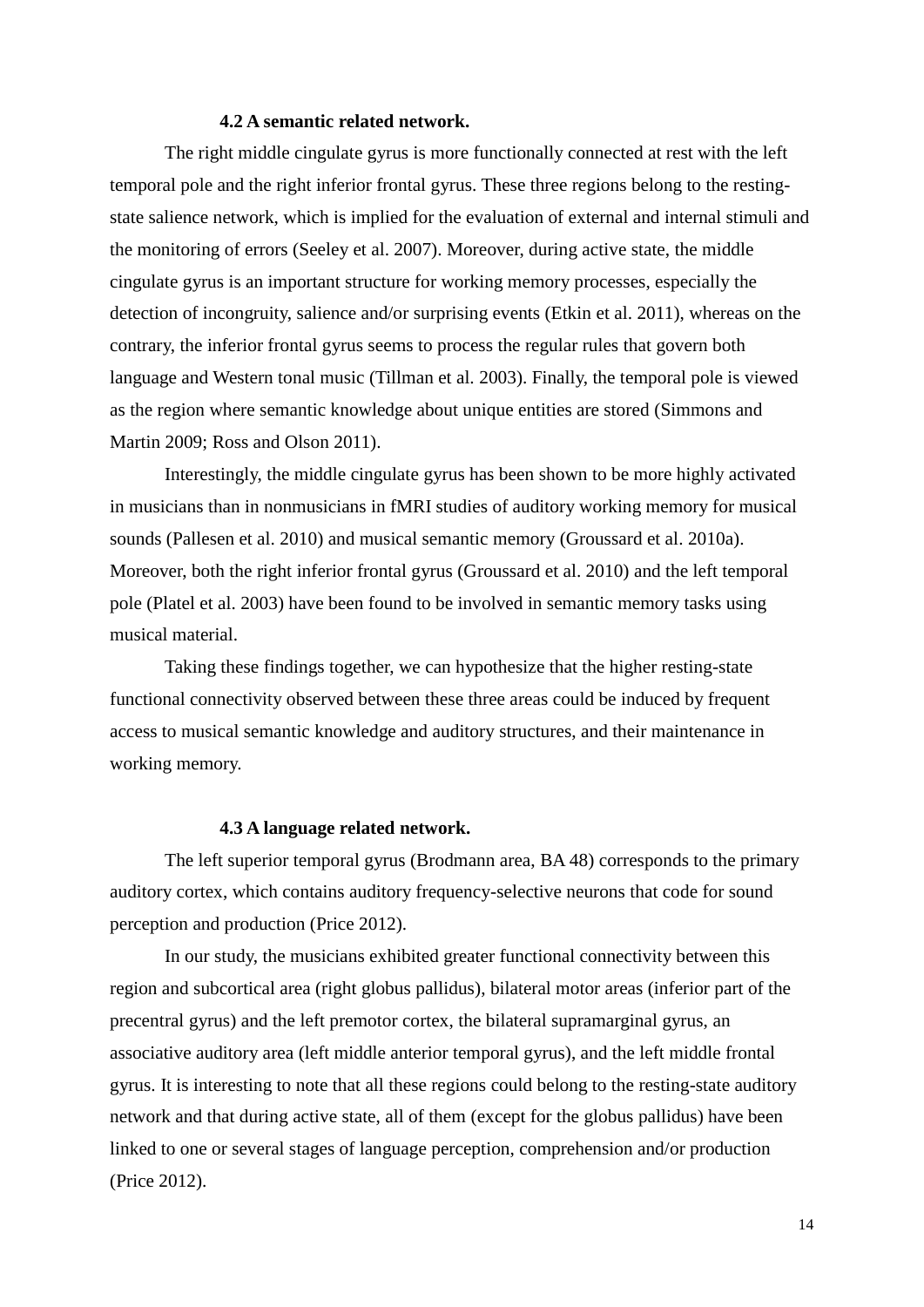### 4.2 A semantic related network.

The right middle cingulate gyrus is more functionally connected at rest with the left temporal pole and the right inferior frontal gyrus. These three regions belong to the resting-state salience network, which is implied for the evaluation of external and internal stimuli and the monitoring of errors (Seeley et al. 2007). Moreover, during active state, the middle cingulate gyrus is an important structure for working memory processes, especially the detection of incongruity, salience and/or surprising events (Etkin et al. 2011), whereas on the contrary, the inferior frontal gyrus seems to process the regular rules that govern both language and Western tonal music (Tillman et al. 2003). Finally, the temporal pole is viewed as the region where semantic knowledge about unique entities are stored (Simmons and Martin 2009; Ross and Olson 2011).

Interestingly, the middle cingulate gyrus has been shown to be more highly activated in musicians than in nonmusicians in fMRI studies of auditory working memory for musical sounds (Pallesen et al. 2010) and musical semantic memory (Groussard et al. 2010a). Moreover, both the right inferior frontal gyrus (Groussard et al. 2010) and the left temporal pole (Platel et al. 2003) have been found to be involved in semantic memory tasks using musical material.

Taking these findings together, we can hypothesize that the higher resting-state functional connectivity observed between these three areas could be induced by frequent access to musical semantic knowledge and auditory structures, and their maintenance in working memory.

### 4.3 A language related network.

The left superior temporal gyrus (Brodmann area, BA 48) corresponds to the primary auditory cortex, which contains auditory frequency-selective neurons that code for sound perception and production (Price 2012).

In our study, the musicians exhibited greater functional connectivity between this region and subcortical area (right globus pallidus), bilateral motor areas (inferior part of the precentral gyrus) and the left premotor cortex, the bilateral supramarginal gyrus, an associative auditory area (left middle anterior temporal gyrus), and the left middle frontal gyrus. It is interesting to note that all these regions could belong to the resting-state auditory network and that during active state, all of them (except for the globus pallidus) have been linked to one or several stages of language perception, comprehension and/or production (Price 2012).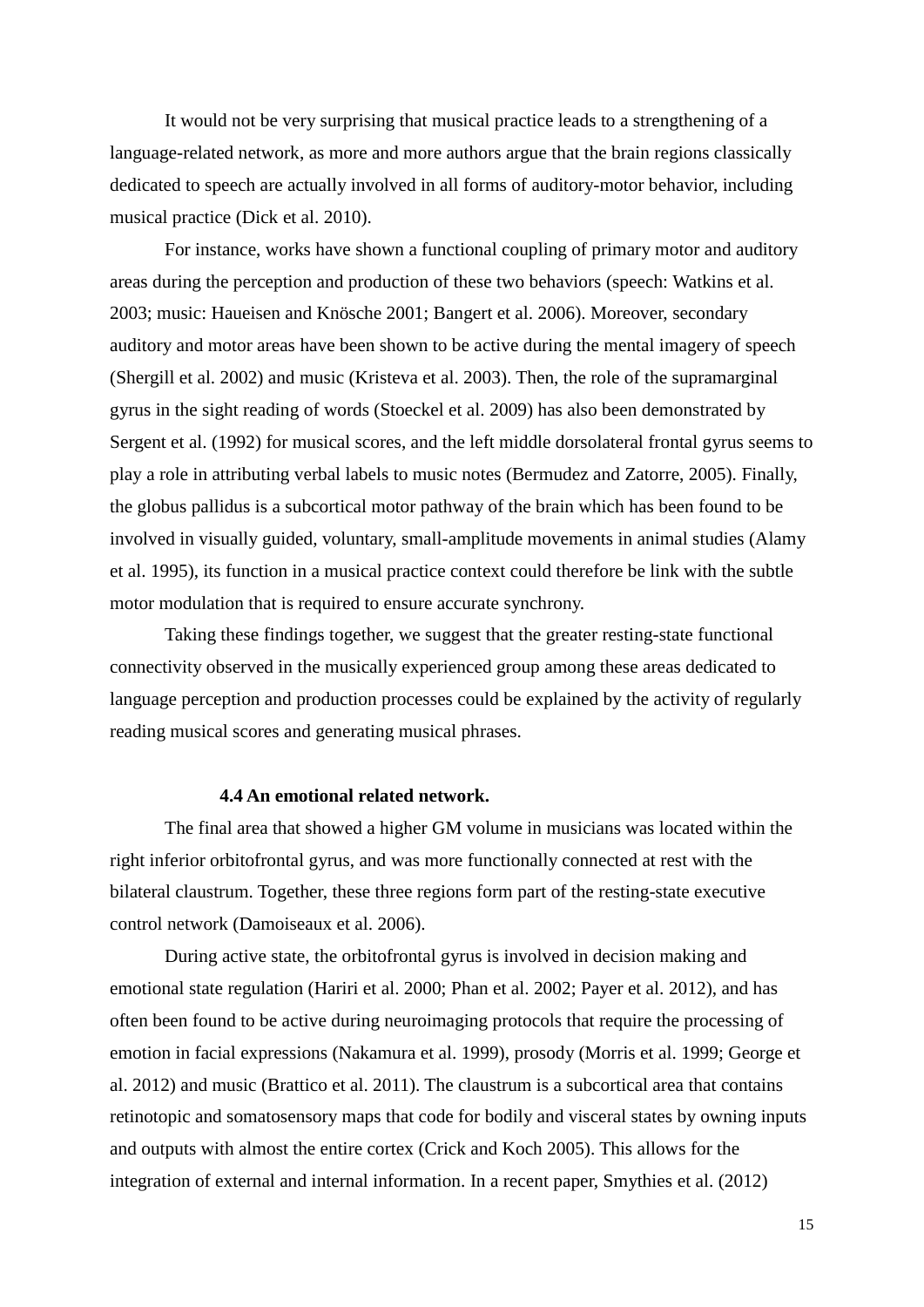It would not be very surprising that musical practice leads to a strengthening of a language-related network, as more and more authors argue that the brain regions classically dedicated to speech are actually involved in all forms of auditory-motor behavior, including musical practice (Dick et al. 2010).

For instance, works have shown a functional coupling of primary motor and auditory areas during the perception and production of these two behaviors (speech: Watkins et al. 2003; music: Haueisen and Knösche 2001; Bangert et al. 2006). Moreover, secondary auditory and motor areas have been shown to be active during the mental imagery of speech (Shergill et al. 2002) and music (Kristeva et al. 2003). Then, the role of the supramarginal gyrus in the sight reading of words (Stoeckel et al. 2009) has also been demonstrated by Sergent et al. (1992) for musical scores, and the left middle dorsolateral frontal gyrus seems to play a role in attributing verbal labels to music notes (Bermudez and Zatorre, 2005). Finally, the globus pallidus is a subcortical motor pathway of the brain which has been found to be involved in visually guided, voluntary, small-amplitude movements in animal studies (Alamy et al. 1995), its function in a musical practice context could therefore be link with the subtle motor modulation that is required to ensure accurate synchrony.

Taking these findings together, we suggest that the greater resting-state functional connectivity observed in the musically experienced group among these areas dedicated to language perception and production processes could be explained by the activity of regularly reading musical scores and generating musical phrases.

### 4.4 An emotional related network.

The final area that showed a higher GM volume in musicians was located within the right inferior orbitofrontal gyrus, and was more functionally connected at rest with the bilateral claustrum. Together, these three regions form part of the resting-state executive control network (Damoiseaux et al. 2006).

During active state, the orbitofrontal gyrus is involved in decision making and emotional state regulation (Hariri et al. 2000; Phan et al. 2002; Payer et al. 2012), and has often been found to be active during neuroimaging protocols that require the processing of emotion in facial expressions (Nakamura et al. 1999), prosody (Morris et al. 1999; George et al. 2012) and music (Brattico et al. 2011). The claustrum is a subcortical area that contains retinotopic and somatosensory maps that code for bodily and visceral states by owning inputs and outputs with almost the entire cortex (Crick and Koch 2005). This allows for the integration of external and internal information. In a recent paper, Smythies et al. (2012)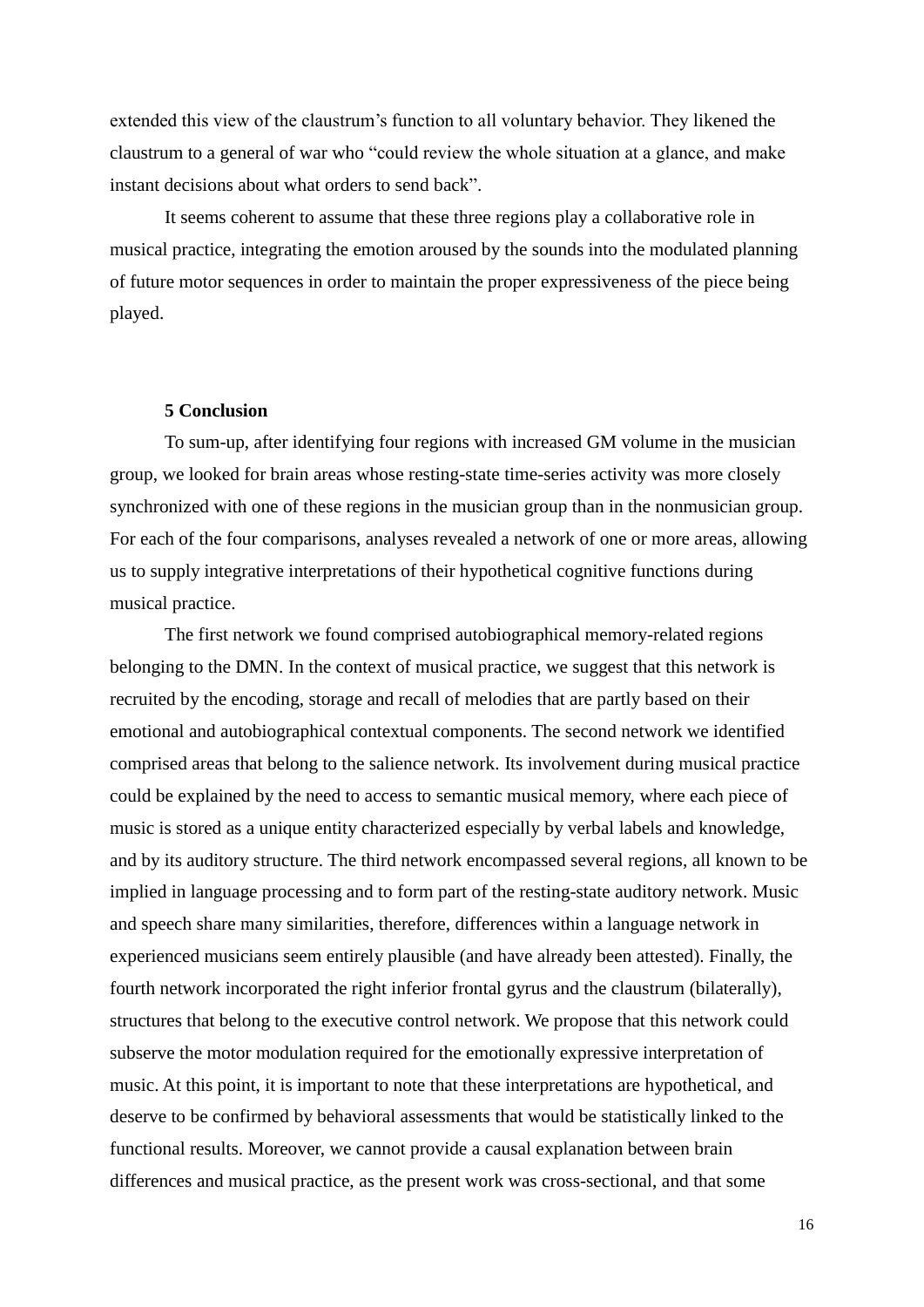extended this view of the claustrum's function to all voluntary behavior. They likened the claustrum to a general of war who "could review the whole situation at a glance, and make instant decisions about what orders to send back".

It seems coherent to assume that these three regions play a collaborative role in musical practice, integrating the emotion aroused by the sounds into the modulated planning of future motor sequences in order to maintain the proper expressiveness of the piece being played.

## 5 Conclusion

To sum-up, after identifying four regions with increased GM volume in the musician group, we looked for brain areas whose resting-state time-series activity was more closely synchronized with one of these regions in the musician group than in the nonmusician group. For each of the four comparisons, analyses revealed a network of one or more areas, allowing us to supply integrative interpretations of their hypothetical cognitive functions during musical practice.

The first network we found comprised autobiographical memory-related regions belonging to the DMN. In the context of musical practice, we suggest that this network is recruited by the encoding, storage and recall of melodies that are partly based on their emotional and autobiographical contextual components. The second network we identified comprised areas that belong to the salience network. Its involvement during musical practice could be explained by the need to access to semantic musical memory, where each piece of music is stored as a unique entity characterized especially by verbal labels and knowledge, and by its auditory structure. The third network encompassed several regions, all known to be implied in language processing and to form part of the resting-state auditory network. Music and speech share many similarities, therefore, differences within a language network in experienced musicians seem entirely plausible (and have already been attested). Finally, the fourth network incorporated the right inferior frontal gyrus and the claustrum (bilaterally), structures that belong to the executive control network. We propose that this network could subserve the motor modulation required for the emotionally expressive interpretation of music. At this point, it is important to note that these interpretations are hypothetical, and deserve to be confirmed by behavioral assessments that would be statistically linked to the functional results. Moreover, we cannot provide a causal explanation between brain differences and musical practice, as the present work was cross-sectional, and that some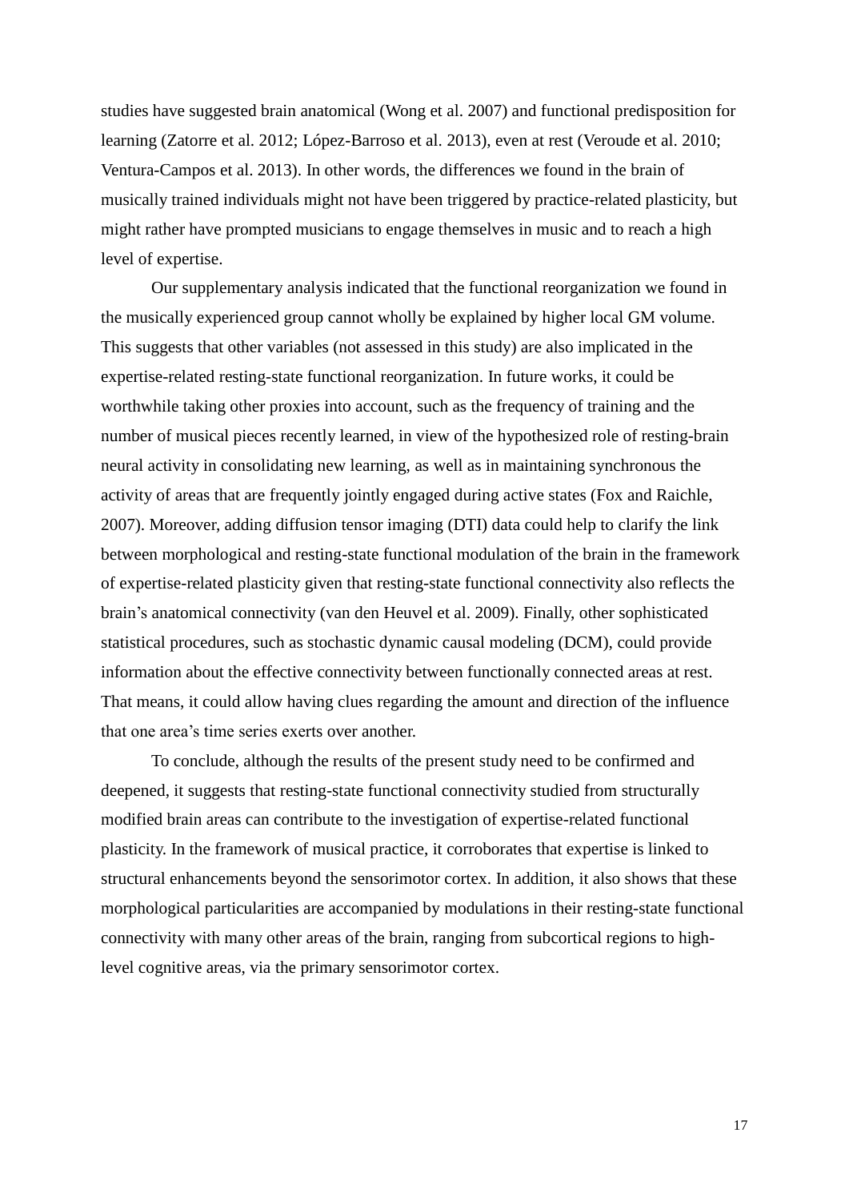studies have suggested brain anatomical (Wong et al. 2007) and functional predisposition for learning (Zatorre et al. 2012; López-Barroso et al. 2013), even at rest (Veroude et al. 2010; Ventura-Campos et al. 2013). In other words, the differences we found in the brain of musically trained individuals might not have been triggered by practice-related plasticity, but might rather have prompted musicians to engage themselves in music and to reach a high level of expertise.

Our supplementary analysis indicated that the functional reorganization we found in the musically experienced group cannot wholly be explained by higher local GM volume. This suggests that other variables (not assessed in this study) are also implicated in the expertise-related resting-state functional reorganization. In future works, it could be worthwhile taking other proxies into account, such as the frequency of training and the number of musical pieces recently learned, in view of the hypothesized role of resting-brain neural activity in consolidating new learning, as well as in maintaining synchronous the activity of areas that are frequently jointly engaged during active states (Fox and Raichle, 2007). Moreover, adding diffusion tensor imaging (DTI) data could help to clarify the link between morphological and resting-state functional modulation of the brain in the framework of expertise-related plasticity given that resting-state functional connectivity also reflects the brain's anatomical connectivity (van den Heuvel et al. 2009). Finally, other sophisticated statistical procedures, such as stochastic dynamic causal modeling (DCM), could provide information about the effective connectivity between functionally connected areas at rest. That means, it could allow having clues regarding the amount and direction of the influence that one area's time series exerts over another.

To conclude, although the results of the present study need to be confirmed and deepened, it suggests that resting-state functional connectivity studied from structurally modified brain areas can contribute to the investigation of expertise-related functional plasticity. In the framework of musical practice, it corroborates that expertise is linked to structural enhancements beyond the sensorimotor cortex. In addition, it also shows that these morphological particularities are accompanied by modulations in their resting-state functional connectivity with many other areas of the brain, ranging from subcortical regions to high-level cognitive areas, via the primary sensorimotor cortex.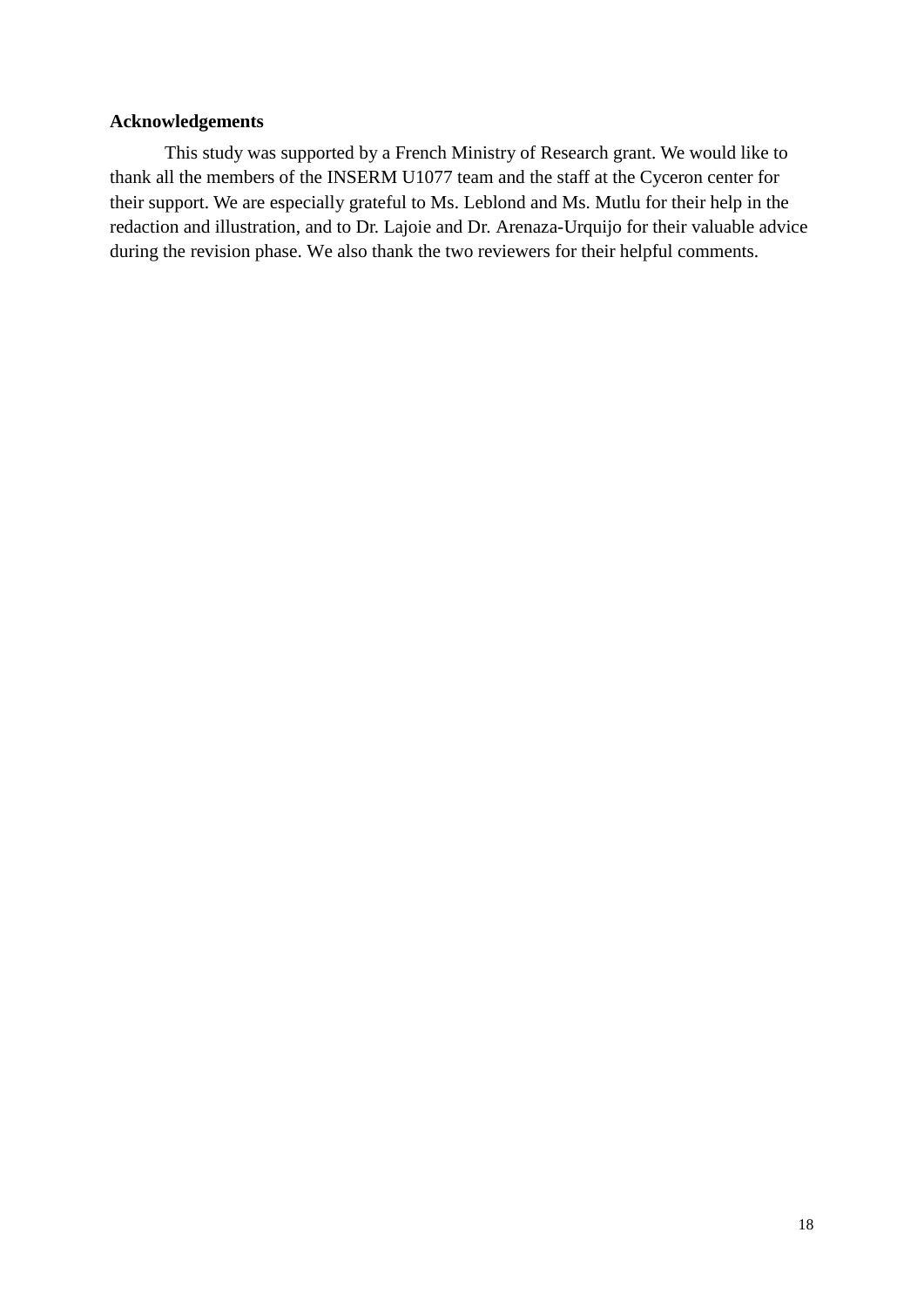**Acknowledgements**

This study was supported by a French Ministry of Research grant. We would like to thank all the members of the INSERM U1077 team and the staff at the Cyceron center for their support. We are especially grateful to Ms. Leblond and Ms. Mutlu for their help in the redaction and illustration, and to Dr. Lajoie and Dr. Arenaza-Urquijo for their valuable advice during the revision phase. We also thank the two reviewers for their helpful comments.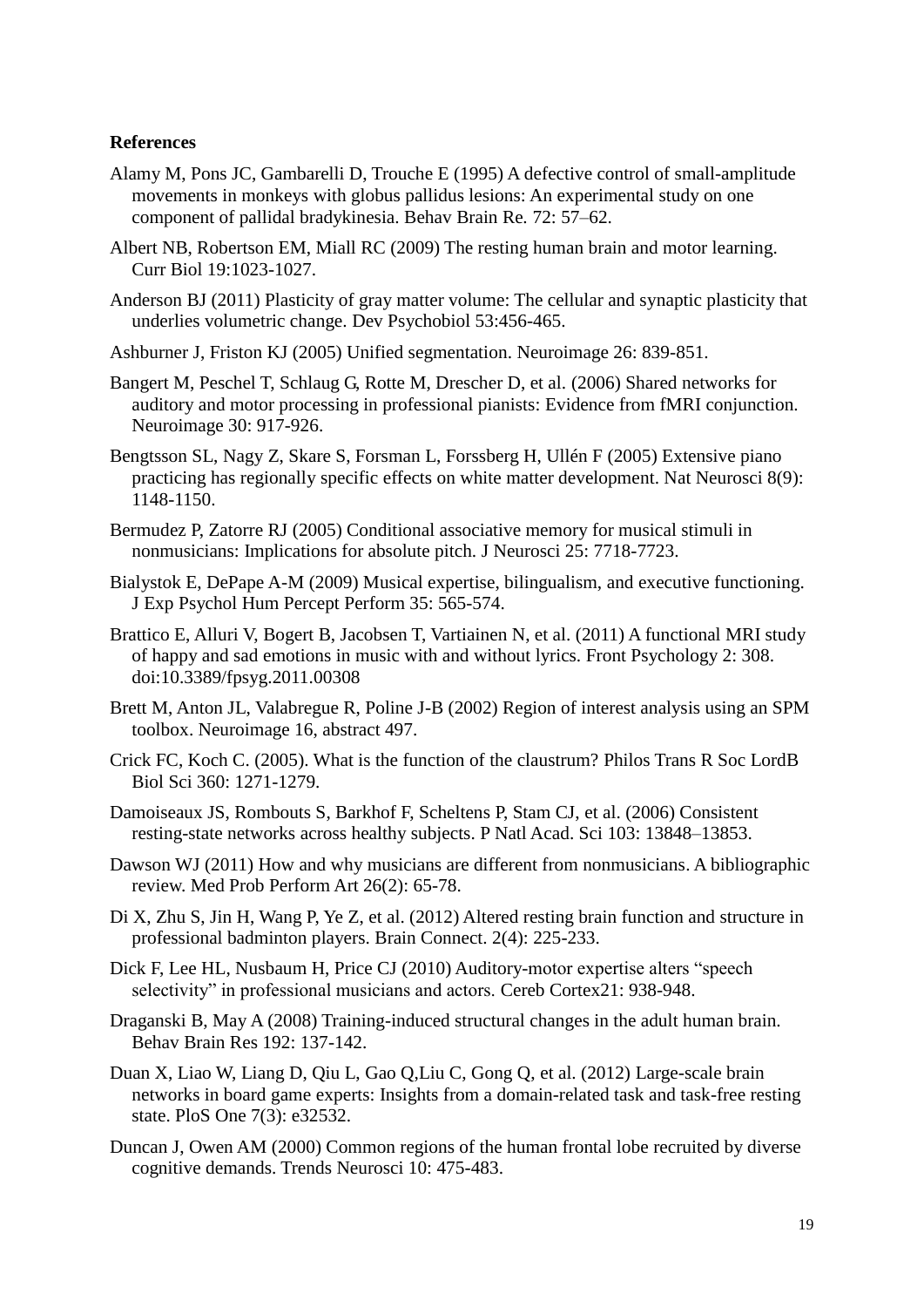**References**

Alamy M, Pons JC, Gambarelli D, Trouche E (1995) A defective control of small-amplitude movements in monkeys with globus pallidus lesions: An experimental study on one component of pallidal bradykinesia. Behav Brain Re. 72: 57–62.

Albert NB, Robertson EM, Miall RC (2009) The resting human brain and motor learning. Curr Biol 19:1023-1027.

Anderson BJ (2011) Plasticity of gray matter volume: The cellular and synaptic plasticity that underlies volumetric change. Dev Psychobiol 53:456-465.

Ashburner J, Friston KJ (2005) Unified segmentation. Neuroimage 26: 839-851.

Bangert M, Peschel T, Schlaug G, Rotte M, Drescher D, et al. (2006) Shared networks for auditory and motor processing in professional pianists: Evidence from fMRI conjunction. Neuroimage 30: 917-926.

Bengtsson SL, Nagy Z, Skare S, Forsman L, Forssberg H, Ullén F (2005) Extensive piano practicing has regionally specific effects on white matter development. Nat Neurosci 8(9): 1148-1150.

Bermudez P, Zatorre RJ (2005) Conditional associative memory for musical stimuli in nonmusicians: Implications for absolute pitch. J Neurosci 25: 7718-7723.

Bialystok E, DePape A-M (2009) Musical expertise, bilingualism, and executive functioning. J Exp Psychol Hum Percept Perform 35: 565-574.

Brattico E, Alluri V, Bogert B, Jacobsen T, Vartiainen N, et al. (2011) A functional MRI study of happy and sad emotions in music with and without lyrics. Front Psychology 2: 308. doi:10.3389/fpsyg.2011.00308

Brett M, Anton JL, Valabregue R, Poline J-B (2002) Region of interest analysis using an SPM toolbox. Neuroimage 16, abstract 497.

Crick FC, Koch C. (2005). What is the function of the claustrum? Philos Trans R Soc LordB Biol Sci 360: 1271-1279.

Damoiseaux JS, Rombouts S, Barkhof F, Scheltens P, Stam CJ, et al. (2006) Consistent resting-state networks across healthy subjects. P Natl Acad. Sci 103: 13848–13853.

Dawson WJ (2011) How and why musicians are different from nonmusicians. A bibliographic review. Med Prob Perform Art 26(2): 65-78.

Di X, Zhu S, Jin H, Wang P, Ye Z, et al. (2012) Altered resting brain function and structure in professional badminton players. Brain Connect. 2(4): 225-233.

Dick F, Lee HL, Nusbaum H, Price CJ (2010) Auditory-motor expertise alters “speech selectivity” in professional musicians and actors. Cereb Cortex21: 938-948.

Draganski B, May A (2008) Training-induced structural changes in the adult human brain. Behav Brain Res 192: 137-142.

Duan X, Liao W, Liang D, Qiu L, Gao Q,Liu C, Gong Q, et al. (2012) Large-scale brain networks in board game experts: Insights from a domain-related task and task-free resting state. PloS One 7(3): e32532.

Duncan J, Owen AM (2000) Common regions of the human frontal lobe recruited by diverse cognitive demands. Trends Neurosci 10: 475-483.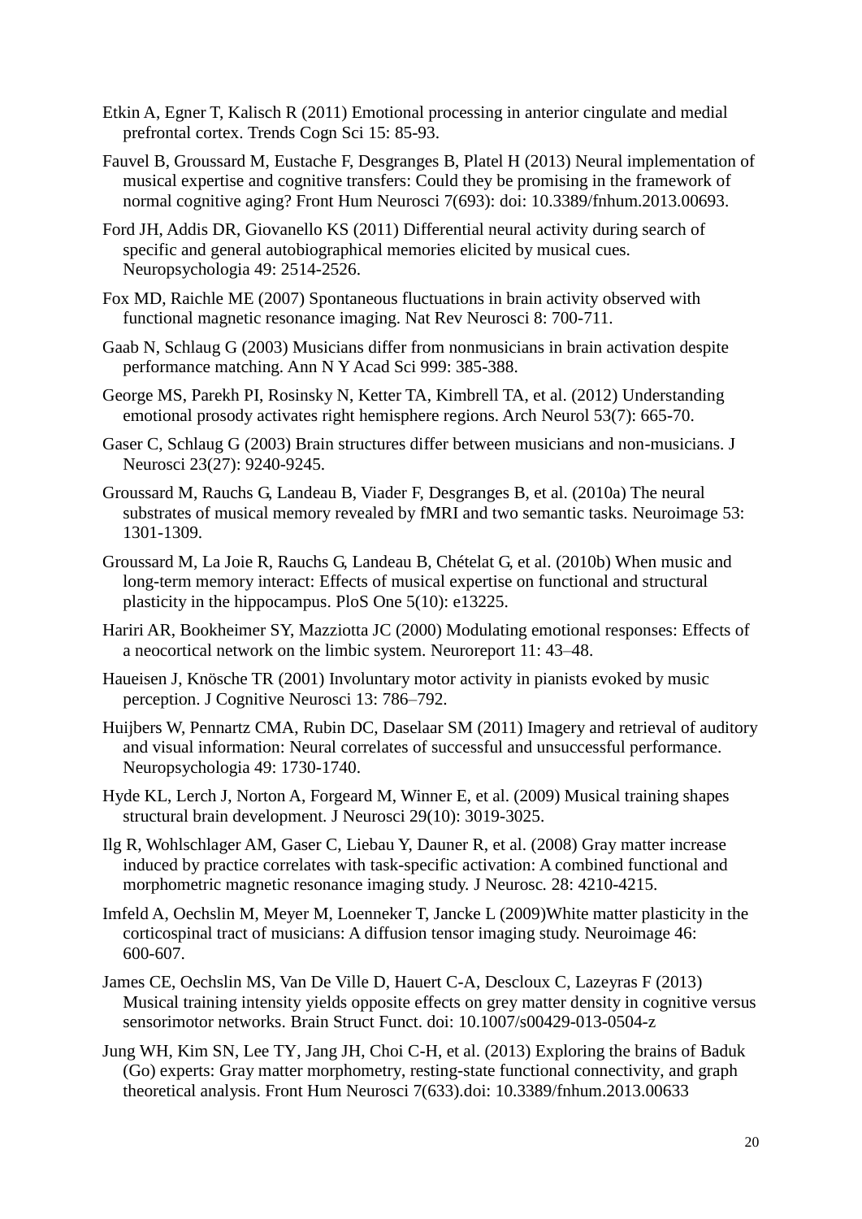Etkin A, Egner T, Kalisch R (2011) Emotional processing in anterior cingulate and medial prefrontal cortex. Trends Cogn Sci 15: 85-93.

Fauvel B, Groussard M, Eustache F, Desgranges B, Platel H (2013) Neural implementation of musical expertise and cognitive transfers: Could they be promising in the framework of normal cognitive aging? Front Hum Neurosci 7(693): doi: 10.3389/fnhum.2013.00693.

Ford JH, Addis DR, Giovanello KS (2011) Differential neural activity during search of specific and general autobiographical memories elicited by musical cues. Neuropsychologia 49: 2514-2526.

Fox MD, Raichle ME (2007) Spontaneous fluctuations in brain activity observed with functional magnetic resonance imaging. Nat Rev Neurosci 8: 700-711.

Gaab N, Schlaug G (2003) Musicians differ from nonmusicians in brain activation despite performance matching. Ann N Y Acad Sci 999: 385-388.

George MS, Parekh PI, Rosinsky N, Ketter TA, Kimbrell TA, et al. (2012) Understanding emotional prosody activates right hemisphere regions. Arch Neurol 53(7): 665-70.

Gaser C, Schlaug G (2003) Brain structures differ between musicians and non-musicians. J Neurosci 23(27): 9240-9245.

Groussard M, Rauchs G, Landeau B, Viader F, Desgranges B, et al. (2010a) The neural substrates of musical memory revealed by fMRI and two semantic tasks. Neuroimage 53: 1301-1309.

Groussard M, La Joie R, Rauchs G, Landeau B, Chételat G, et al. (2010b) When music and long-term memory interact: Effects of musical expertise on functional and structural plasticity in the hippocampus. PloS One 5(10): e13225.

Hariri AR, Bookheimer SY, Mazziotta JC (2000) Modulating emotional responses: Effects of a neocortical network on the limbic system. Neuroreport 11: 43–48.

Haueisen J, Knösche TR (2001) Involuntary motor activity in pianists evoked by music perception. J Cognitive Neurosci 13: 786–792.

Huijbers W, Pennartz CMA, Rubin DC, Daselaar SM (2011) Imagery and retrieval of auditory and visual information: Neural correlates of successful and unsuccessful performance. Neuropsychologia 49: 1730-1740.

Hyde KL, Lerch J, Norton A, Forgeard M, Winner E, et al. (2009) Musical training shapes structural brain development. J Neurosci 29(10): 3019-3025.

Ilg R, Wohlschlager AM, Gaser C, Liebau Y, Dauner R, et al. (2008) Gray matter increase induced by practice correlates with task-specific activation: A combined functional and morphometric magnetic resonance imaging study. J Neurosc. 28: 4210-4215.

Imfeld A, Oechslin M, Meyer M, Loenneker T, Jancke L (2009)White matter plasticity in the corticospinal tract of musicians: A diffusion tensor imaging study. Neuroimage 46: 600-607.

James CE, Oechslin MS, Van De Ville D, Hauert C-A, Descloux C, Lazeyras F (2013) Musical training intensity yields opposite effects on grey matter density in cognitive versus sensorimotor networks. Brain Struct Funct. doi: 10.1007/s00429-013-0504-z

Jung WH, Kim SN, Lee TY, Jang JH, Choi C-H, et al. (2013) Exploring the brains of Baduk (Go) experts: Gray matter morphometry, resting-state functional connectivity, and graph theoretical analysis. Front Hum Neurosci 7(633).doi: 10.3389/fnhum.2013.00633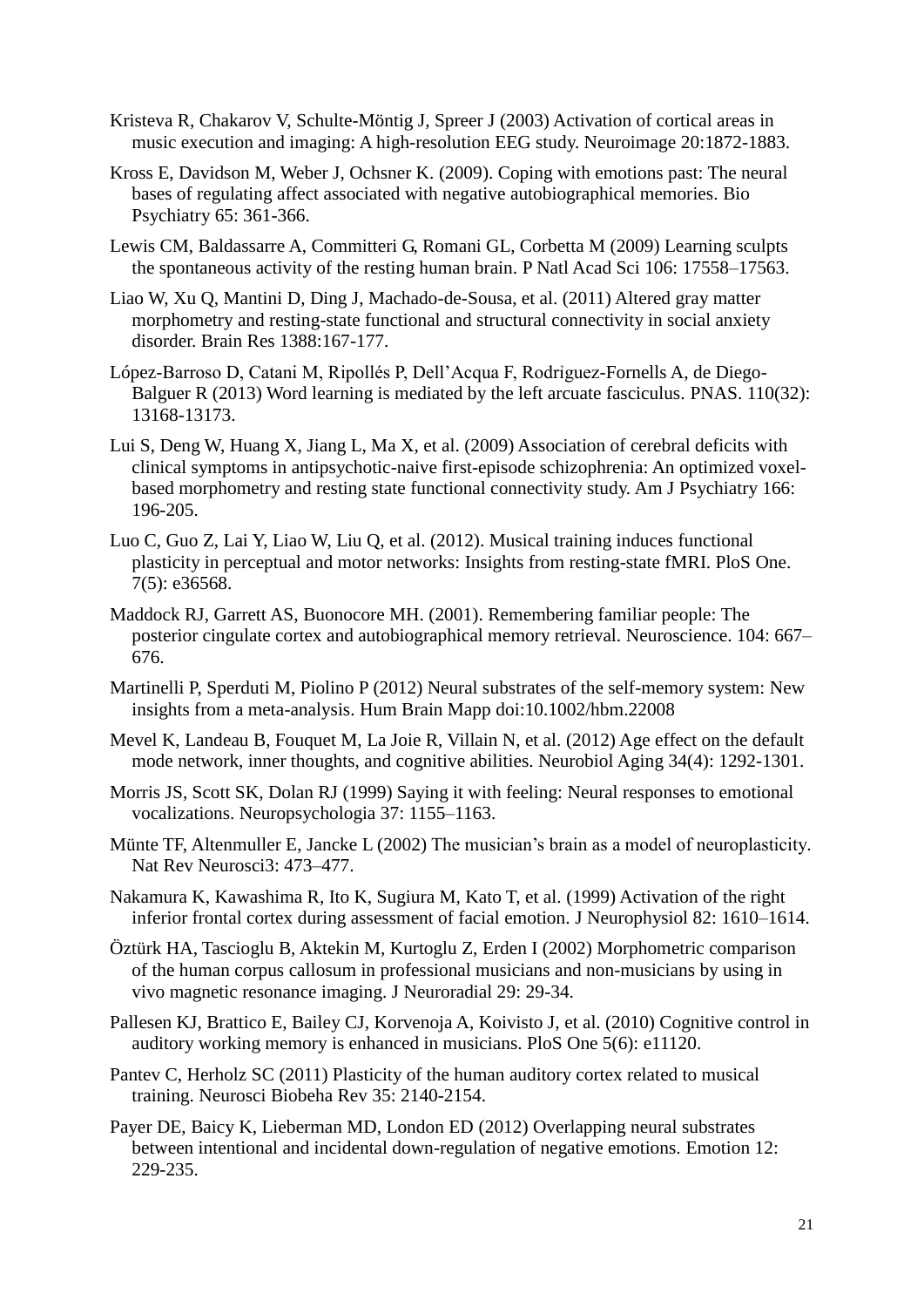Kristeva R, Chakarov V, Schulte-Möntig J, Spreer J (2003) Activation of cortical areas in music execution and imaging: A high-resolution EEG study. Neuroimage 20:1872-1883.

Kross E, Davidson M, Weber J, Ochsner K. (2009). Coping with emotions past: The neural bases of regulating affect associated with negative autobiographical memories. Bio Psychiatry 65: 361-366.

Lewis CM, Baldassarre A, Committeri G, Romani GL, Corbetta M (2009) Learning sculpts the spontaneous activity of the resting human brain. P Natl Acad Sci 106: 17558–17563.

Liao W, Xu Q, Mantini D, Ding J, Machado-de-Sousa, et al. (2011) Altered gray matter morphometry and resting-state functional and structural connectivity in social anxiety disorder. Brain Res 1388:167-177.

López-Barroso D, Catani M, Ripollés P, Dell'Acqua F, Rodriguez-Fornells A, de Diego-Balguer R (2013) Word learning is mediated by the left arcuate fasciculus. PNAS. 110(32): 13168-13173.

Lui S, Deng W, Huang X, Jiang L, Ma X, et al. (2009) Association of cerebral deficits with clinical symptoms in antipsychotic-naive first-episode schizophrenia: An optimized voxel-based morphometry and resting state functional connectivity study. Am J Psychiatry 166: 196-205.

Luo C, Guo Z, Lai Y, Liao W, Liu Q, et al. (2012). Musical training induces functional plasticity in perceptual and motor networks: Insights from resting-state fMRI. PloS One. 7(5): e36568.

Maddock RJ, Garrett AS, Buonocore MH. (2001). Remembering familiar people: The posterior cingulate cortex and autobiographical memory retrieval. Neuroscience. 104: 667–676.

Martinelli P, Sperduti M, Piolino P (2012) Neural substrates of the self-memory system: New insights from a meta-analysis. Hum Brain Mapp doi:10.1002/hbm.22008

Mevel K, Landeau B, Fouquet M, La Joie R, Villain N, et al. (2012) Age effect on the default mode network, inner thoughts, and cognitive abilities. Neurobiol Aging 34(4): 1292-1301.

Morris JS, Scott SK, Dolan RJ (1999) Saying it with feeling: Neural responses to emotional vocalizations. Neuropsychologia 37: 1155–1163.

Münte TF, Altenmuller E, Jancke L (2002) The musician's brain as a model of neuroplasticity. Nat Rev Neurosci3: 473–477.

Nakamura K, Kawashima R, Ito K, Sugiura M, Kato T, et al. (1999) Activation of the right inferior frontal cortex during assessment of facial emotion. J Neurophysiol 82: 1610–1614.

Öztürk HA, Tascioglu B, Aktekin M, Kurtoglu Z, Erden I (2002) Morphometric comparison of the human corpus callosum in professional musicians and non-musicians by using in vivo magnetic resonance imaging. J Neuroradial 29: 29-34.

Pallesen KJ, Brattico E, Bailey CJ, Korvenoja A, Koivisto J, et al. (2010) Cognitive control in auditory working memory is enhanced in musicians. PloS One 5(6): e11120.

Pantev C, Herholz SC (2011) Plasticity of the human auditory cortex related to musical training. Neurosci Biobeha Rev 35: 2140-2154.

Payer DE, Baicy K, Lieberman MD, London ED (2012) Overlapping neural substrates between intentional and incidental down-regulation of negative emotions. Emotion 12: 229-235.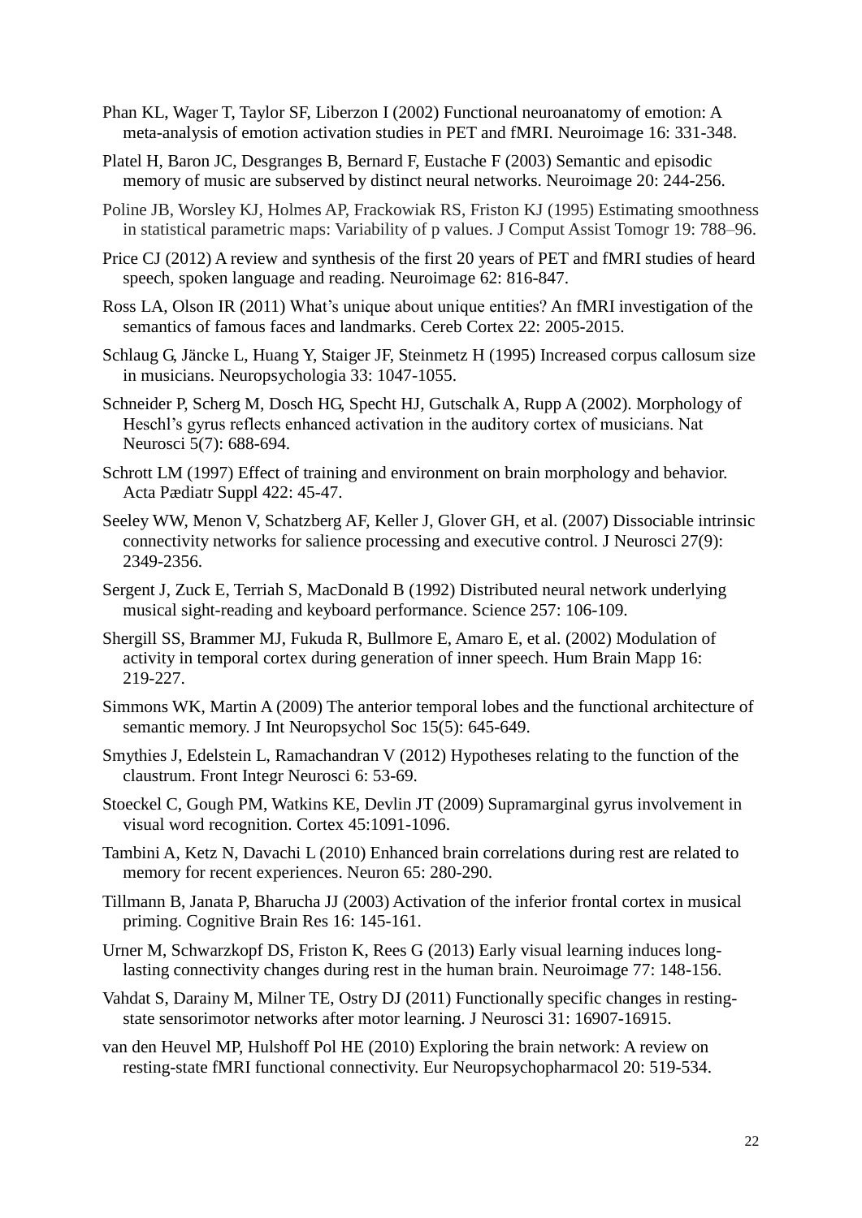Phan KL, Wager T, Taylor SF, Liberzon I (2002) Functional neuroanatomy of emotion: A meta-analysis of emotion activation studies in PET and fMRI. Neuroimage 16: 331-348.

Platel H, Baron JC, Desgranges B, Bernard F, Eustache F (2003) Semantic and episodic memory of music are subserved by distinct neural networks. Neuroimage 20: 244-256.

Poline JB, Worsley KJ, Holmes AP, Frackowiak RS, Friston KJ (1995) Estimating smoothness in statistical parametric maps: Variability of p values. J Comput Assist Tomogr 19: 788–96.

Price CJ (2012) A review and synthesis of the first 20 years of PET and fMRI studies of heard speech, spoken language and reading. Neuroimage 62: 816-847.

Ross LA, Olson IR (2011) What's unique about unique entities? An fMRI investigation of the semantics of famous faces and landmarks. Cereb Cortex 22: 2005-2015.

Schlaug G, Jäncke L, Huang Y, Staiger JF, Steinmetz H (1995) Increased corpus callosum size in musicians. Neuropsychologia 33: 1047-1055.

Schneider P, Scherg M, Dosch HG, Specht HJ, Gutschalk A, Rupp A (2002). Morphology of Heschl's gyrus reflects enhanced activation in the auditory cortex of musicians. Nat Neurosci 5(7): 688-694.

Schrott LM (1997) Effect of training and environment on brain morphology and behavior. Acta Pædiatr Suppl 422: 45-47.

Seeley WW, Menon V, Schatzberg AF, Keller J, Glover GH, et al. (2007) Dissociable intrinsic connectivity networks for salience processing and executive control. J Neurosci 27(9): 2349-2356.

Sergent J, Zuck E, Terriah S, MacDonald B (1992) Distributed neural network underlying musical sight-reading and keyboard performance. Science 257: 106-109.

Shergill SS, Brammer MJ, Fukuda R, Bullmore E, Amaro E, et al. (2002) Modulation of activity in temporal cortex during generation of inner speech. Hum Brain Mapp 16: 219-227.

Simmons WK, Martin A (2009) The anterior temporal lobes and the functional architecture of semantic memory. J Int Neuropsychol Soc 15(5): 645-649.

Smythies J, Edelstein L, Ramachandran V (2012) Hypotheses relating to the function of the claustrum. Front Integr Neurosci 6: 53-69.

Stoeckel C, Gough PM, Watkins KE, Devlin JT (2009) Supramarginal gyrus involvement in visual word recognition. Cortex 45:1091-1096.

Tambini A, Ketz N, Davachi L (2010) Enhanced brain correlations during rest are related to memory for recent experiences. Neuron 65: 280-290.

Tillmann B, Janata P, Bharucha JJ (2003) Activation of the inferior frontal cortex in musical priming. Cognitive Brain Res 16: 145-161.

Urner M, Schwarzkopf DS, Friston K, Rees G (2013) Early visual learning induces long-lasting connectivity changes during rest in the human brain. Neuroimage 77: 148-156.

Vahdat S, Darainy M, Milner TE, Ostry DJ (2011) Functionally specific changes in resting-state sensorimotor networks after motor learning. J Neurosci 31: 16907-16915.

van den Heuvel MP, Hulshoff Pol HE (2010) Exploring the brain network: A review on resting-state fMRI functional connectivity. Eur Neuropsychopharmacol 20: 519-534.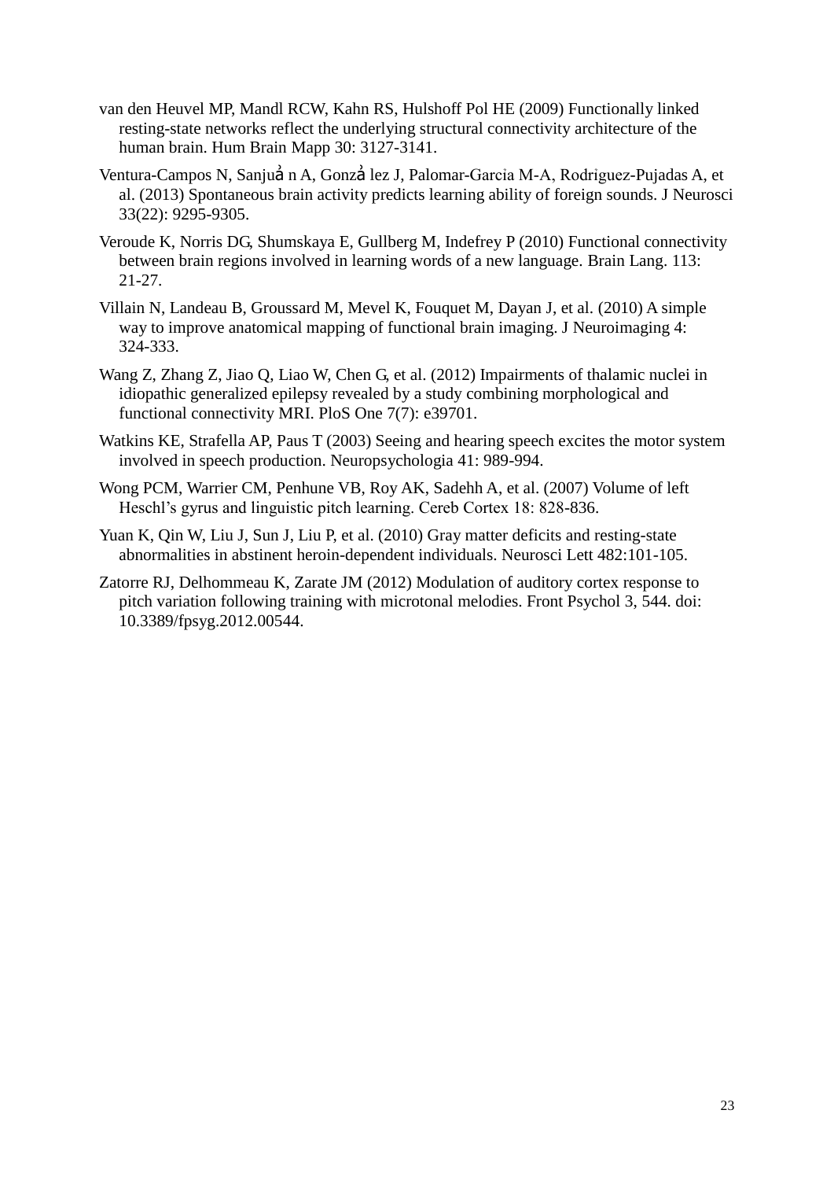van den Heuvel MP, Mandl RCW, Kahn RS, Hulshoff Pol HE (2009) Functionally linked resting-state networks reflect the underlying structural connectivity architecture of the human brain. Hum Brain Mapp 30: 3127-3141.

Ventura-Campos N, Sanjuả n A, Gonzả lez J, Palomar-Garcia M-A, Rodriguez-Pujadas A, et al. (2013) Spontaneous brain activity predicts learning ability of foreign sounds. J Neurosci 33(22): 9295-9305.

Veroude K, Norris DG, Shumskaya E, Gullberg M, Indefrey P (2010) Functional connectivity between brain regions involved in learning words of a new language. Brain Lang. 113: 21-27.

Villain N, Landeau B, Groussard M, Mevel K, Fouquet M, Dayan J, et al. (2010) A simple way to improve anatomical mapping of functional brain imaging. J Neuroimaging 4: 324-333.

Wang Z, Zhang Z, Jiao Q, Liao W, Chen G, et al. (2012) Impairments of thalamic nuclei in idiopathic generalized epilepsy revealed by a study combining morphological and functional connectivity MRI. PloS One 7(7): e39701.

Watkins KE, Strafella AP, Paus T (2003) Seeing and hearing speech excites the motor system involved in speech production. Neuropsychologia 41: 989-994.

Wong PCM, Warrier CM, Penhune VB, Roy AK, Sadehh A, et al. (2007) Volume of left Heschl's gyrus and linguistic pitch learning. Cereb Cortex 18: 828-836.

Yuan K, Qin W, Liu J, Sun J, Liu P, et al. (2010) Gray matter deficits and resting-state abnormalities in abstinent heroin-dependent individuals. Neurosci Lett 482:101-105.

Zatorre RJ, Delhommeau K, Zarate JM (2012) Modulation of auditory cortex response to pitch variation following training with microtonal melodies. Front Psychol 3, 544. doi: 10.3389/fpsyg.2012.00544.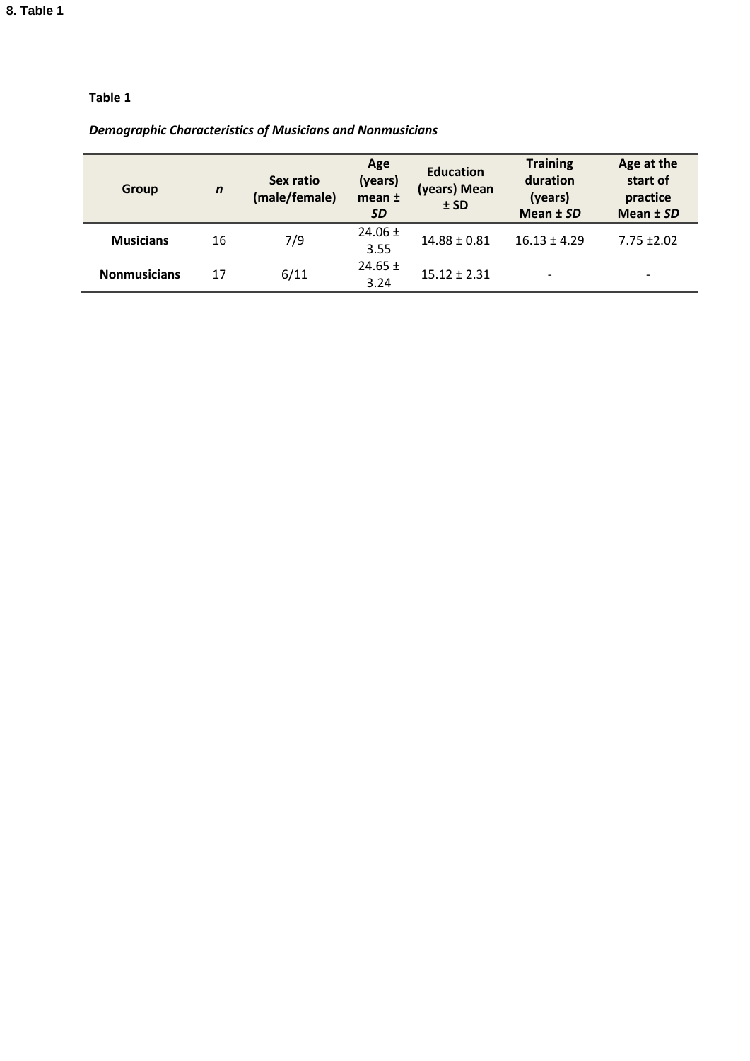8. Table 1

**Table 1**

***Demographic Characteristics of Musicians and Nonmusicians***

| Group | *n* | Sex ratio (male/female) | Age (years) mean ± *SD* | Education (years) Mean ± SD | Training duration (years) Mean ± *SD* | Age at the start of practice Mean ± *SD* |
|---|---|---|---|---|---|---|
| **Musicians** | 16 | 7/9 | 24.06 ± 3.55 | 14.88 ± 0.81 | 16.13 ± 4.29 | 7.75 ±2.02 |
| **Nonmusicians** | 17 | 6/11 | 24.65 ± 3.24 | 15.12 ± 2.31 | - | - |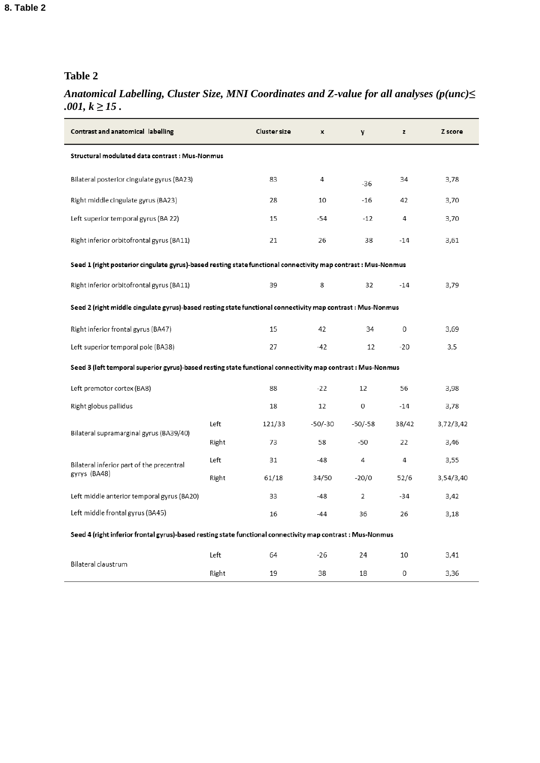**8. Table 2**

**Table 2**

***Anatomical Labelling, Cluster Size, MNI Coordinates and Z-value for all analyses ($p(unc) \leq .001$, $k \geq 15$ .***

| Contrast and anatomical labelling | | Cluster size | x | y | z | Z score |
|---|---|---|---|---|---|---|
| **Structural modulated data contrast : Mus-Nonmus** | | | | | | |
| Bilateral posterior cingulate gyrus (BA23) | | 83 | 4 | -36 | 34 | 3,78 |
| Right middle cingulate gyrus (BA23) | | 28 | 10 | -16 | 42 | 3,70 |
| Left superior temporal gyrus (BA 22) | | 15 | -54 | -12 | 4 | 3,70 |
| Right inferior orbitofrontal gyrus (BA11) | | 21 | 26 | 38 | -14 | 3,61 |
| **Seed 1 (right posterior cingulate gyrus)-based resting state functional connectivity map contrast : Mus-Nonmus** | | | | | | |
| Right inferior orbitofrontal gyrus (BA11) | | 39 | 8 | 32 | -14 | 3,79 |
| **Seed 2 (right middle cingulate gyrus)-based resting state functional connectivity map contrast : Mus-Nonmus** | | | | | | |
| Right inferior frontal gyrus (BA47) | | 15 | 42 | 34 | 0 | 3,69 |
| Left superior temporal pole (BA38) | | 27 | -42 | 12 | -20 | 3,5 |
| **Seed 3 (left temporal superior gyrus)-based resting state functional connectivity map contrast : Mus-Nonmus** | | | | | | |
| Left premotor cortex (BA8) | | 88 | -22 | 12 | 56 | 3,98 |
| Right globus pallidus | | 18 | 12 | 0 | -14 | 3,78 |
| Bilateral supramarginal gyrus (BA39/40) | Left | 121/33 | -50/-30 | -50/-58 | 38/42 | 3,72/3,42 |
| | Right | 73 | 58 | -50 | 22 | 3,46 |
| Bilateral inferior part of the precentral gyrys (BA48) | Left | 31 | -48 | 4 | 4 | 3,55 |
| | Right | 61/18 | 34/50 | -20/0 | 52/6 | 3,54/3,40 |
| Left middle anterior temporal gyrus (BA20) | | 33 | -48 | 2 | -34 | 3,42 |
| Left middle frontal gyrus (BA45) | | 16 | -44 | 36 | 26 | 3,18 |
| **Seed 4 (right inferior frontal gyrus)-based resting state functional connectivity map contrast : Mus-Nonmus** | | | | | | |
| Bilateral claustrum | Left | 64 | -26 | 24 | 10 | 3,41 |
| | Right | 19 | 38 | 18 | 0 | 3,36 |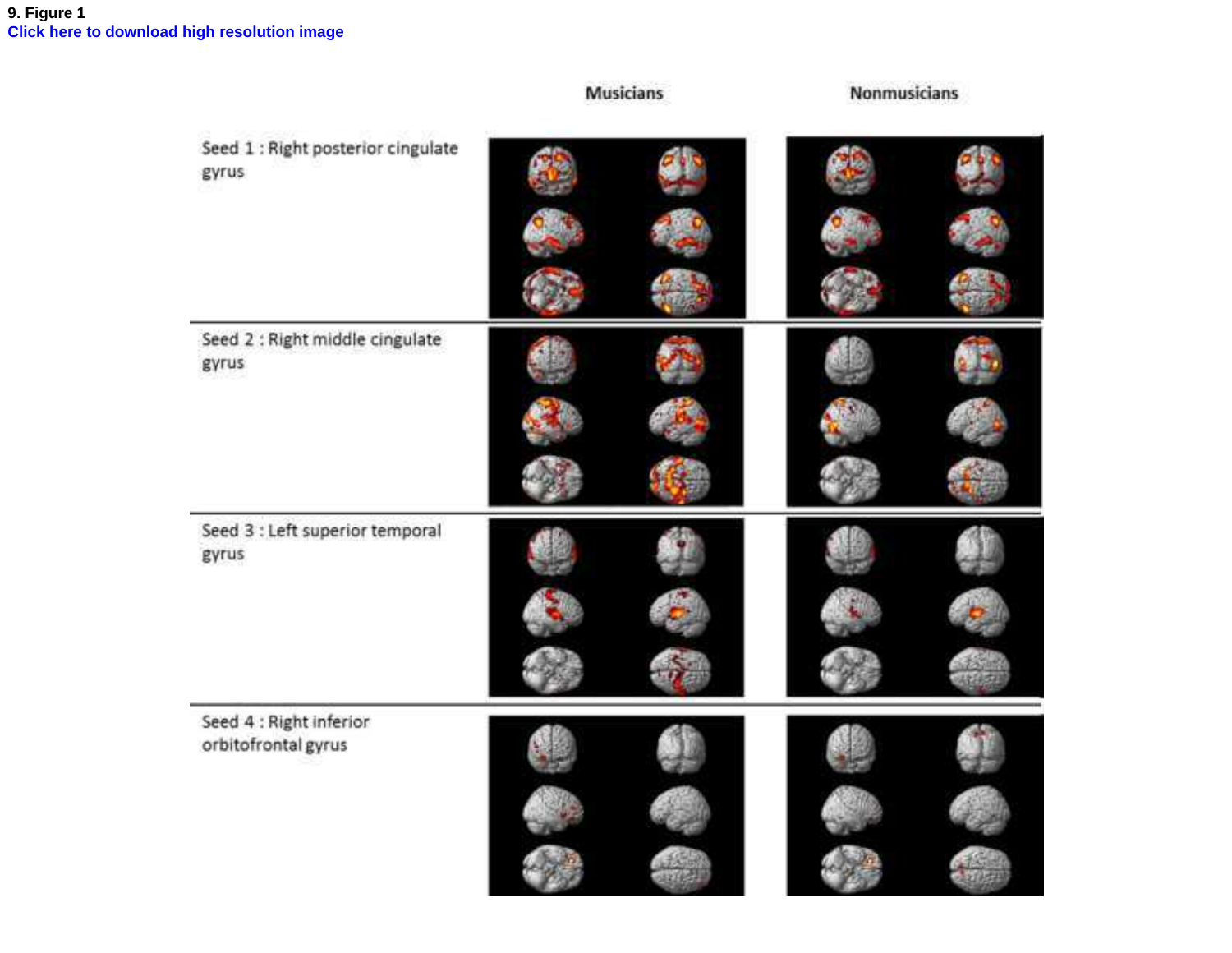9. Figure 1

Click here to download high resolution image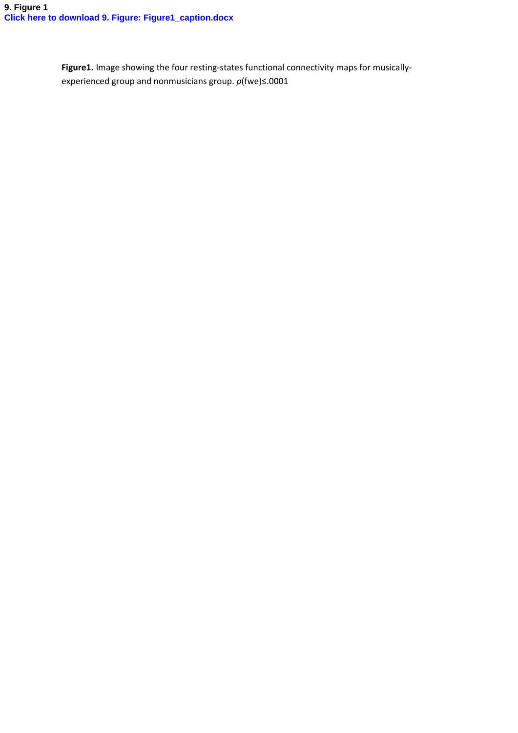9. Figure 1

Click here to download 9. Figure: Figure1_caption.docx

**Figure1.** Image showing the four resting-states functional connectivity maps for musically-experienced group and nonmusicians group. $p$(fwe)≤.0001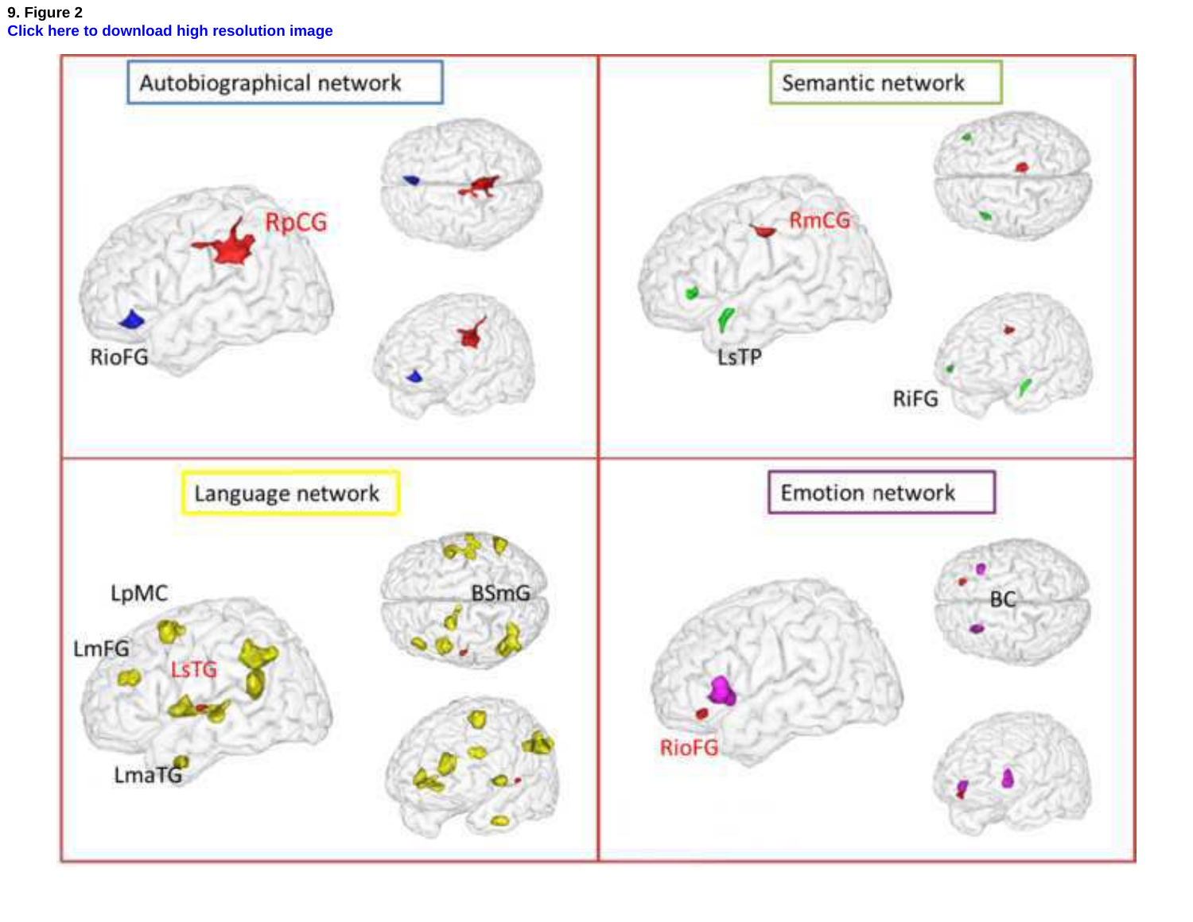9. Figure 2

Click here to download high resolution image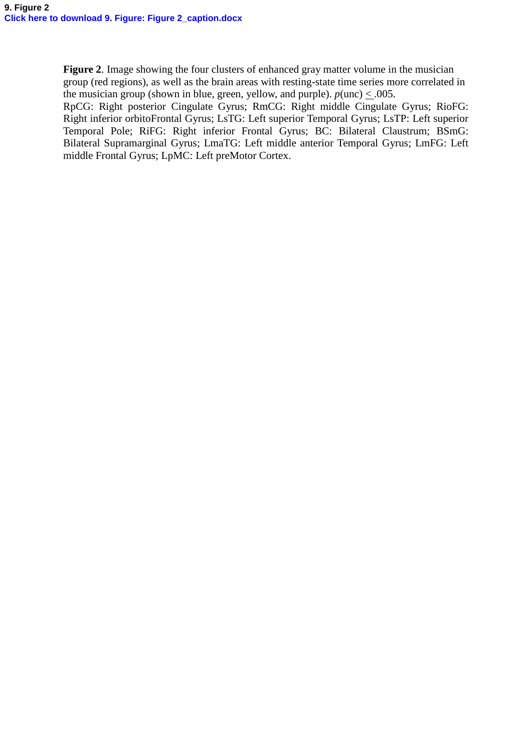9. Figure 2

Click here to download 9. Figure: Figure 2_caption.docx

**Figure 2**. Image showing the four clusters of enhanced gray matter volume in the musician group (red regions), as well as the brain areas with resting-state time series more correlated in the musician group (shown in blue, green, yellow, and purple). $p$(unc) $\leq$ .005.
RpCG: Right posterior Cingulate Gyrus; RmCG: Right middle Cingulate Gyrus; RioFG: Right inferior orbitoFrontal Gyrus; LsTG: Left superior Temporal Gyrus; LsTP: Left superior Temporal Pole; RiFG: Right inferior Frontal Gyrus; BC: Bilateral Claustrum; BSmG: Bilateral Supramarginal Gyrus; LmaTG: Left middle anterior Temporal Gyrus; LmFG: Left middle Frontal Gyrus; LpMC: Left preMotor Cortex.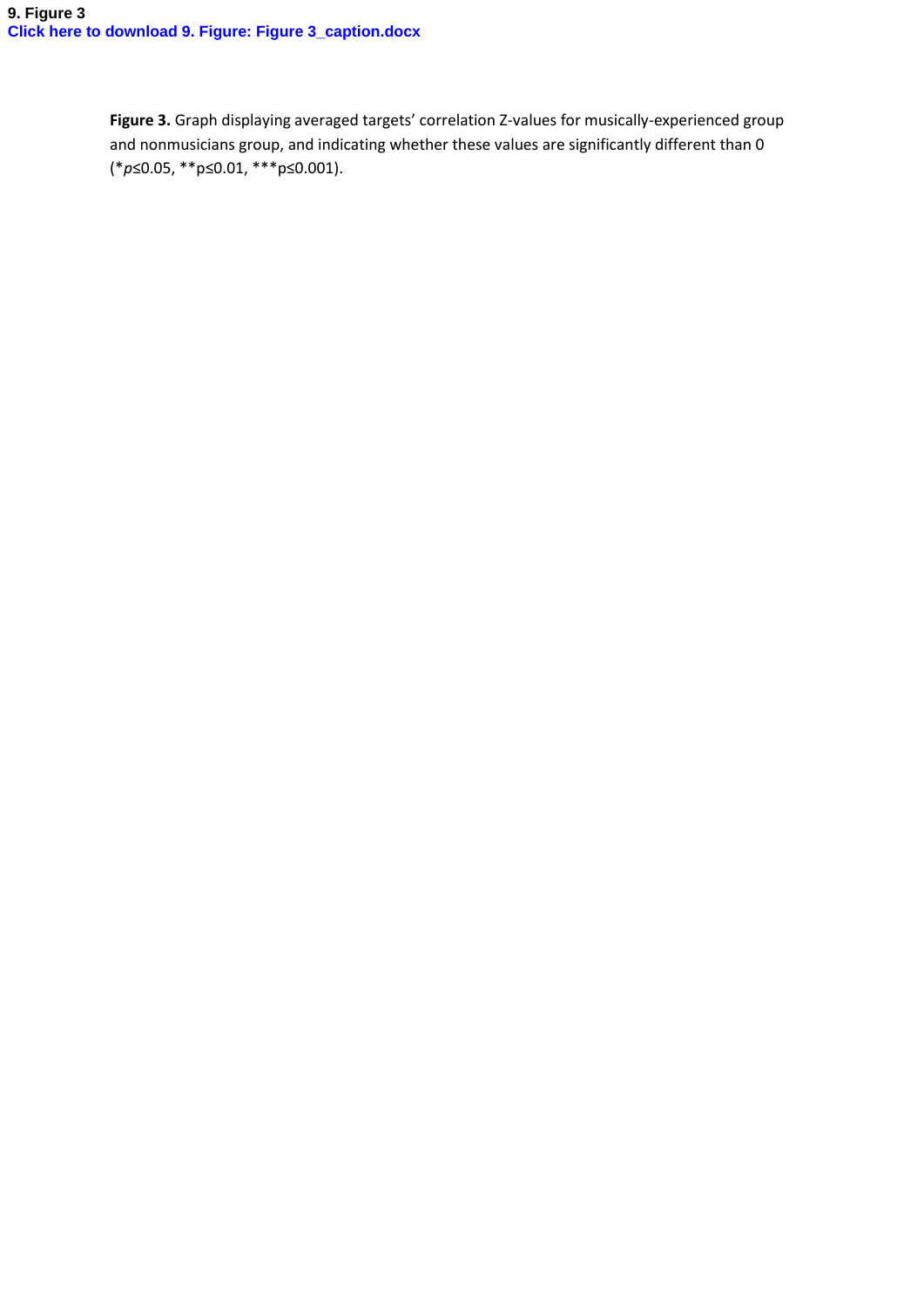9. Figure 3

Click here to download 9. Figure: Figure 3_caption.docx

**Figure 3.** Graph displaying averaged targets' correlation Z-values for musically-experienced group and nonmusicians group, and indicating whether these values are significantly different than 0 (\**p*≤0.05, \*\*p≤0.01, \*\*\*p≤0.001).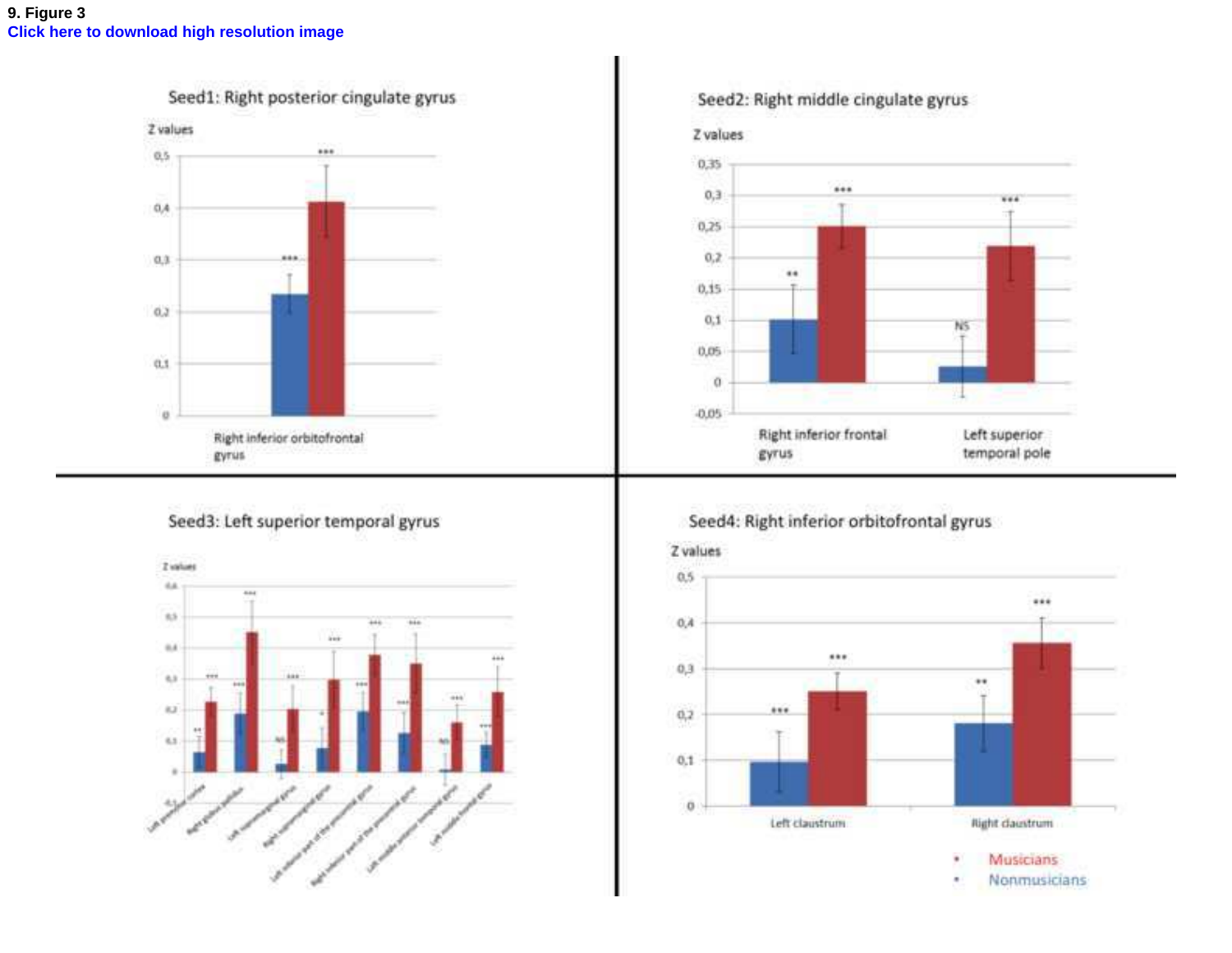9. Figure 3

Click here to download high resolution image

Seed1: Right posterior cingulate gyrus

Z values

0,5
0,4
0,3
0,2
0,1
0

***
***

Right inferior orbitofrontal gyrus

Seed2: Right middle cingulate gyrus

Z values

0,35
0,3
0,25
0,2
0,15
0,1
0,05
0
-0,05

**
***
NS
***

Right inferior frontal gyrus

Left superior temporal pole

Seed3: Left superior temporal gyrus

Z values

0,6
0,5
0,4
0,3
0,2
0,1
0
-0,1

Left postcentral cortex

Right globus pallidus

Left supramarginal gyrus

Right supramarginal gyrus

Left inferior part of the precentral gyrus

Right inferior part of the precentral gyrus

Left middle posterior temporal gyrus

Left middle frontal gyrus

Seed4: Right inferior orbitofrontal gyrus

Z values

0,5
0,4
0,3
0,2
0,1
0

***
***
**
***

Left claustrum

Right claustrum

Musicians

Nonmusicians